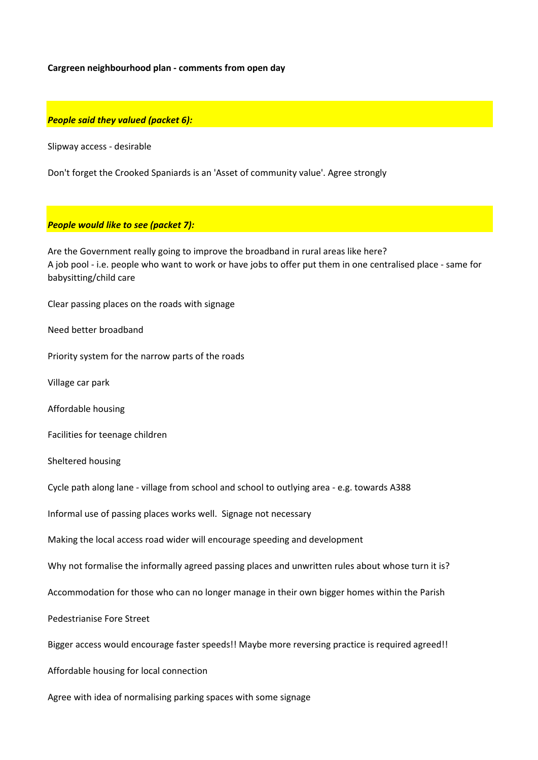**Cargreen neighbourhood plan - comments from open day**

## ***People said they valued (packet 6):***

Slipway access - desirable

Don't forget the Crooked Spaniards is an 'Asset of community value'. Agree strongly

## ***People would like to see (packet 7):***

Are the Government really going to improve the broadband in rural areas like here?
A job pool - i.e. people who want to work or have jobs to offer put them in one centralised place - same for babysitting/child care

Clear passing places on the roads with signage

Need better broadband

Priority system for the narrow parts of the roads

Village car park

Affordable housing

Facilities for teenage children

Sheltered housing

Cycle path along lane - village from school and school to outlying area - e.g. towards A388

Informal use of passing places works well.  Signage not necessary

Making the local access road wider will encourage speeding and development

Why not formalise the informally agreed passing places and unwritten rules about whose turn it is?

Accommodation for those who can no longer manage in their own bigger homes within the Parish

Pedestrianise Fore Street

Bigger access would encourage faster speeds!! Maybe more reversing practice is required agreed!!

Affordable housing for local connection

Agree with idea of normalising parking spaces with some signage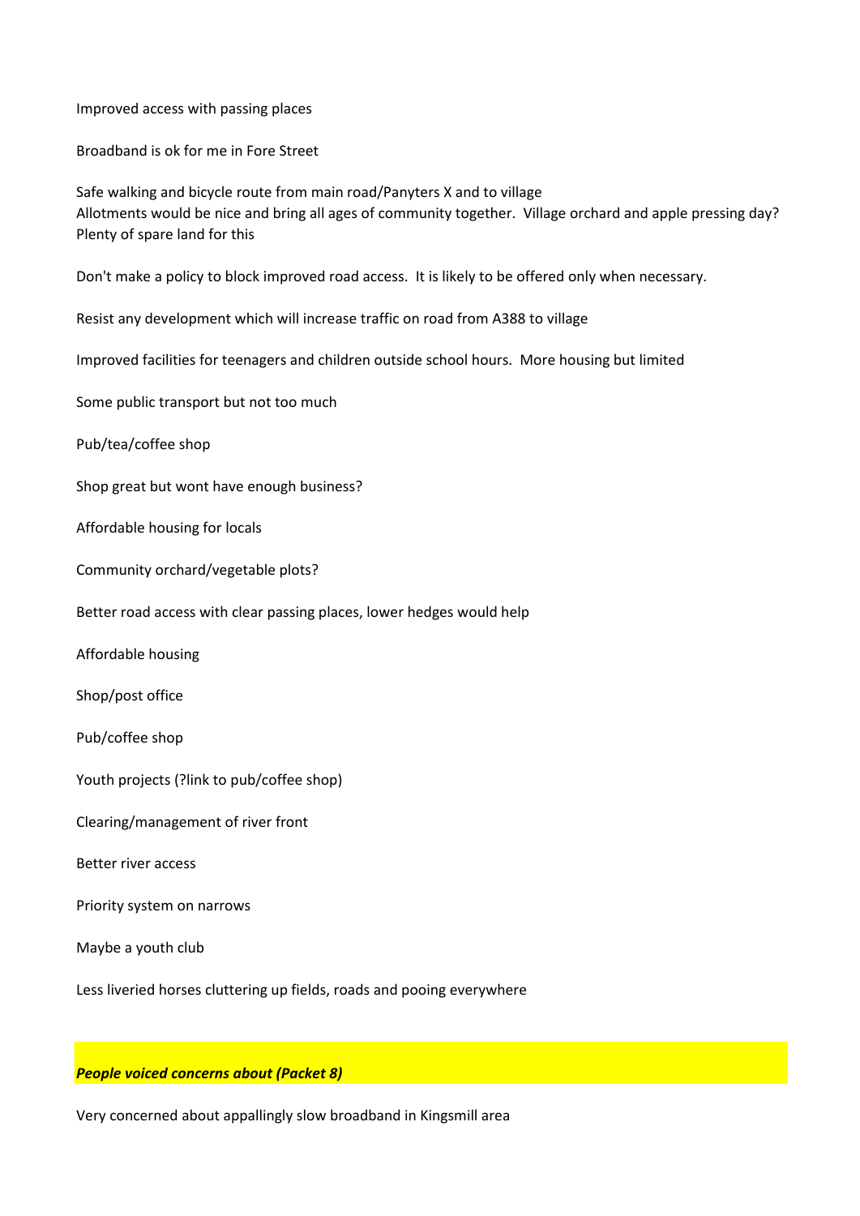Improved access with passing places

Broadband is ok for me in Fore Street

Safe walking and bicycle route from main road/Panyters X and to village
Allotments would be nice and bring all ages of community together. Village orchard and apple pressing day? Plenty of spare land for this

Don't make a policy to block improved road access. It is likely to be offered only when necessary.

Resist any development which will increase traffic on road from A388 to village

Improved facilities for teenagers and children outside school hours. More housing but limited

Some public transport but not too much

Pub/tea/coffee shop

Shop great but wont have enough business?

Affordable housing for locals

Community orchard/vegetable plots?

Better road access with clear passing places, lower hedges would help

Affordable housing

Shop/post office

Pub/coffee shop

Youth projects (?link to pub/coffee shop)

Clearing/management of river front

Better river access

Priority system on narrows

Maybe a youth club

Less liveried horses cluttering up fields, roads and pooing everywhere

***People voiced concerns about (Packet 8)***

Very concerned about appallingly slow broadband in Kingsmill area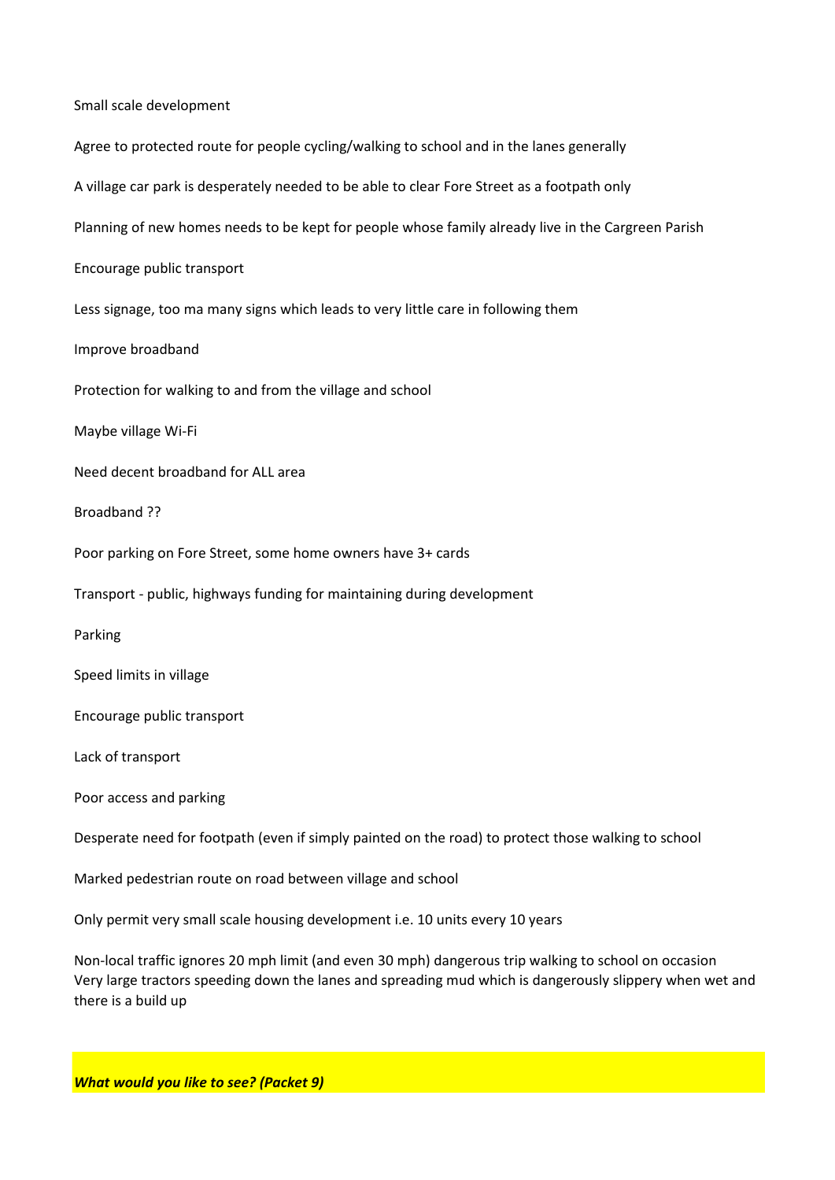Small scale development

Agree to protected route for people cycling/walking to school and in the lanes generally

A village car park is desperately needed to be able to clear Fore Street as a footpath only

Planning of new homes needs to be kept for people whose family already live in the Cargreen Parish

Encourage public transport

Less signage, too ma many signs which leads to very little care in following them

Improve broadband

Protection for walking to and from the village and school

Maybe village Wi-Fi

Need decent broadband for ALL area

Broadband ??

Poor parking on Fore Street, some home owners have 3+ cards

Transport - public, highways funding for maintaining during development

Parking

Speed limits in village

Encourage public transport

Lack of transport

Poor access and parking

Desperate need for footpath (even if simply painted on the road) to protect those walking to school

Marked pedestrian route on road between village and school

Only permit very small scale housing development i.e. 10 units every 10 years

Non-local traffic ignores 20 mph limit (and even 30 mph) dangerous trip walking to school on occasion
Very large tractors speeding down the lanes and spreading mud which is dangerously slippery when wet and there is a build up

***What would you like to see? (Packet 9)***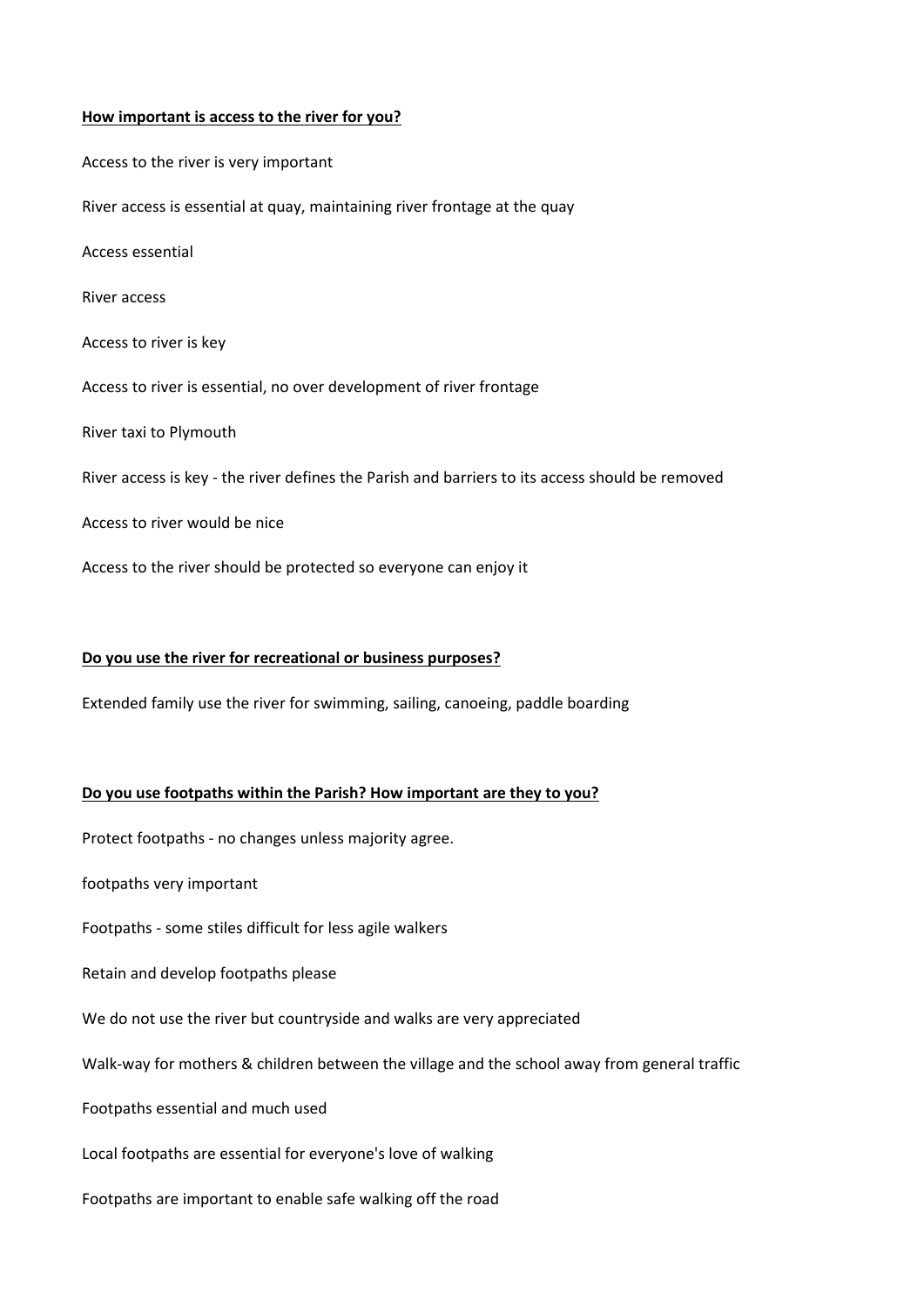**<u>How important is access to the river for you?</u>**

Access to the river is very important

River access is essential at quay, maintaining river frontage at the quay

Access essential

River access

Access to river is key

Access to river is essential, no over development of river frontage

River taxi to Plymouth

River access is key - the river defines the Parish and barriers to its access should be removed

Access to river would be nice

Access to the river should be protected so everyone can enjoy it

**<u>Do you use the river for recreational or business purposes?</u>**

Extended family use the river for swimming, sailing, canoeing, paddle boarding

**<u>Do you use footpaths within the Parish? How important are they to you?</u>**

Protect footpaths - no changes unless majority agree.

footpaths very important

Footpaths - some stiles difficult for less agile walkers

Retain and develop footpaths please

We do not use the river but countryside and walks are very appreciated

Walk-way for mothers & children between the village and the school away from general traffic

Footpaths essential and much used

Local footpaths are essential for everyone's love of walking

Footpaths are important to enable safe walking off the road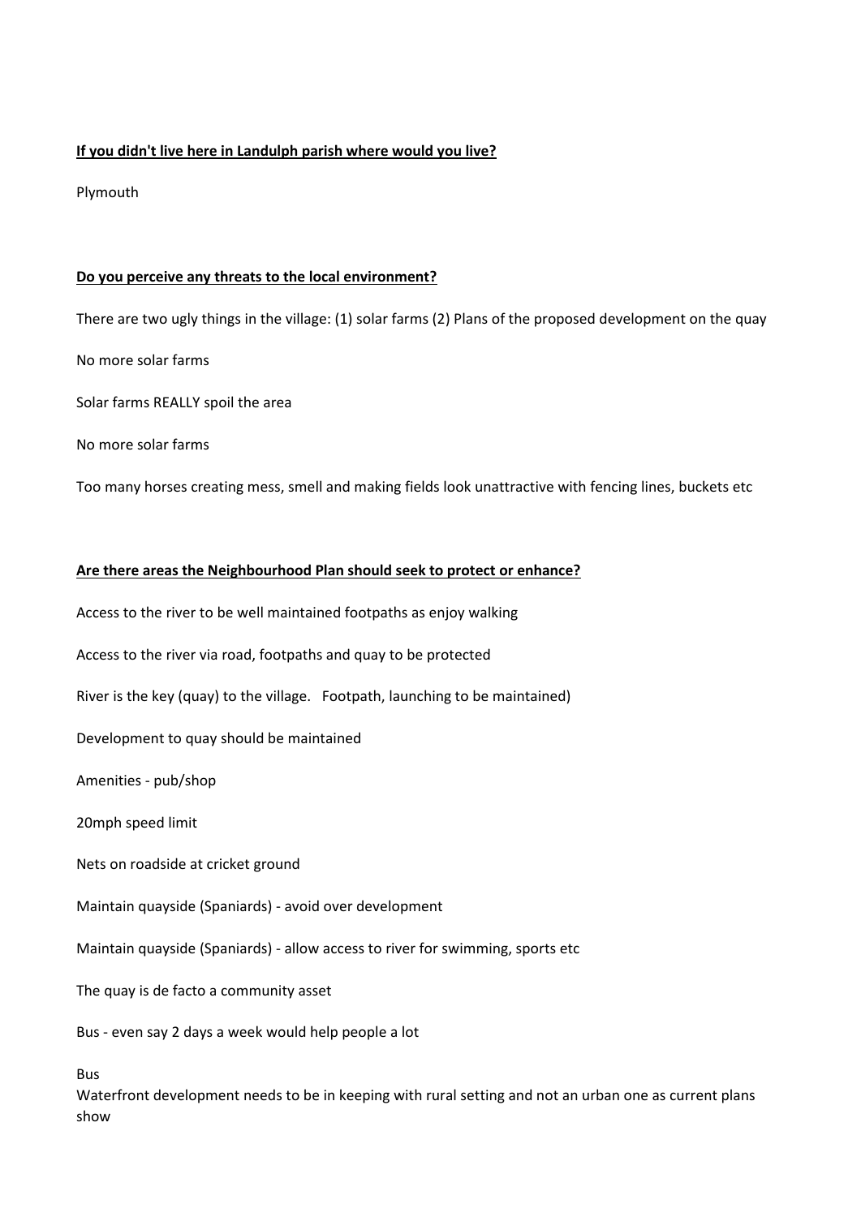**<u>If you didn't live here in Landulph parish where would you live?</u>**

Plymouth

**<u>Do you perceive any threats to the local environment?</u>**

There are two ugly things in the village: (1) solar farms (2) Plans of the proposed development on the quay

No more solar farms

Solar farms REALLY spoil the area

No more solar farms

Too many horses creating mess, smell and making fields look unattractive with fencing lines, buckets etc

**<u>Are there areas the Neighbourhood Plan should seek to protect or enhance?</u>**

Access to the river to be well maintained footpaths as enjoy walking

Access to the river via road, footpaths and quay to be protected

River is the key (quay) to the village.   Footpath, launching to be maintained)

Development to quay should be maintained

Amenities - pub/shop

20mph speed limit

Nets on roadside at cricket ground

Maintain quayside (Spaniards) - avoid over development

Maintain quayside (Spaniards) - allow access to river for swimming, sports etc

The quay is de facto a community asset

Bus - even say 2 days a week would help people a lot

Bus

Waterfront development needs to be in keeping with rural setting and not an urban one as current plans show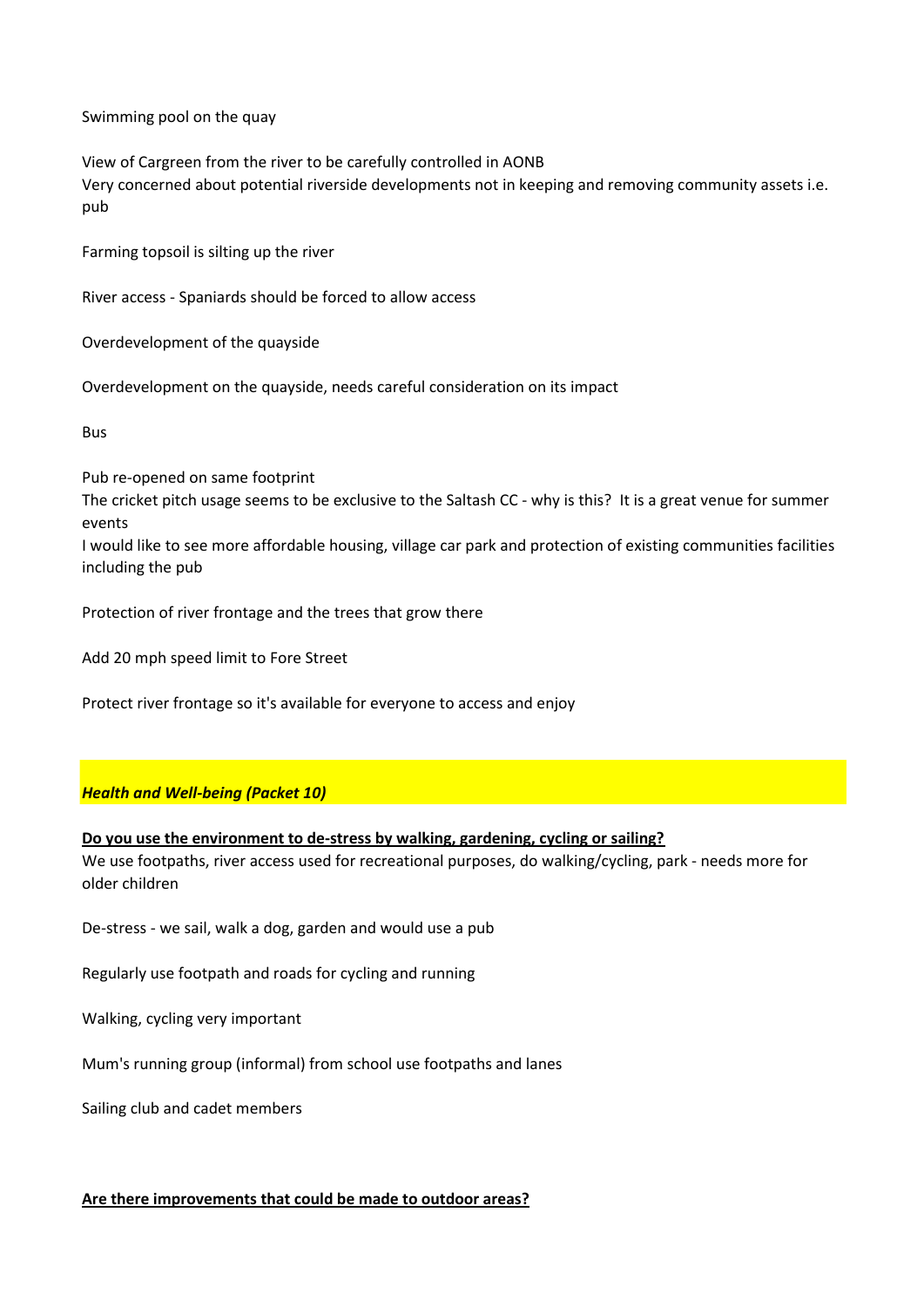Swimming pool on the quay

View of Cargreen from the river to be carefully controlled in AONB
Very concerned about potential riverside developments not in keeping and removing community assets i.e. pub

Farming topsoil is silting up the river

River access - Spaniards should be forced to allow access

Overdevelopment of the quayside

Overdevelopment on the quayside, needs careful consideration on its impact

Bus

Pub re-opened on same footprint
The cricket pitch usage seems to be exclusive to the Saltash CC - why is this? It is a great venue for summer events
I would like to see more affordable housing, village car park and protection of existing communities facilities including the pub

Protection of river frontage and the trees that grow there

Add 20 mph speed limit to Fore Street

Protect river frontage so it's available for everyone to access and enjoy

## ***Health and Well-being (Packet 10)***

**Do you use the environment to de-stress by walking, gardening, cycling or sailing?**

We use footpaths, river access used for recreational purposes, do walking/cycling, park - needs more for older children

De-stress - we sail, walk a dog, garden and would use a pub

Regularly use footpath and roads for cycling and running

Walking, cycling very important

Mum's running group (informal) from school use footpaths and lanes

Sailing club and cadet members

**Are there improvements that could be made to outdoor areas?**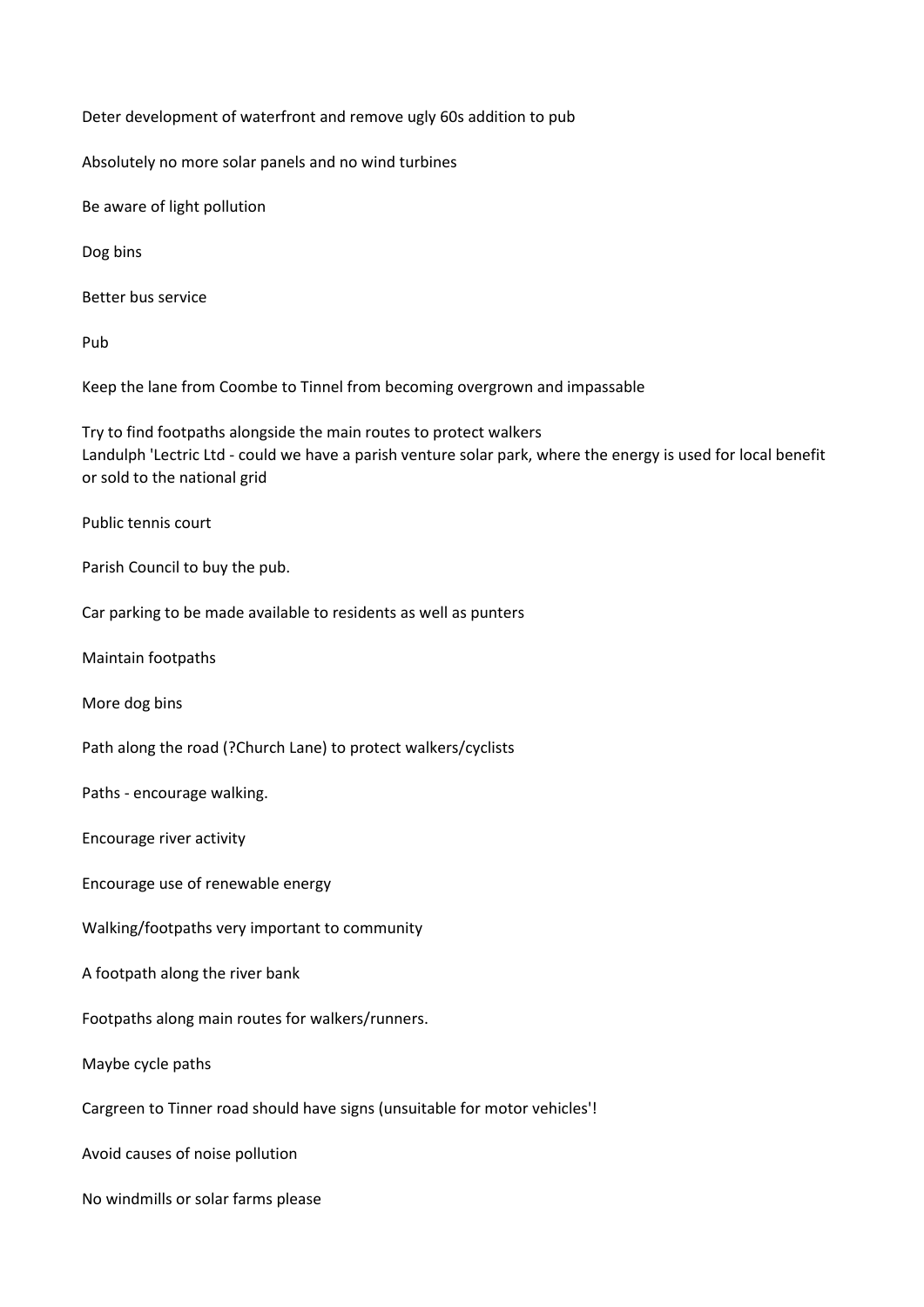Deter development of waterfront and remove ugly 60s addition to pub

Absolutely no more solar panels and no wind turbines

Be aware of light pollution

Dog bins

Better bus service

Pub

Keep the lane from Coombe to Tinnel from becoming overgrown and impassable

Try to find footpaths alongside the main routes to protect walkers
Landulph 'Lectric Ltd - could we have a parish venture solar park, where the energy is used for local benefit or sold to the national grid

Public tennis court

Parish Council to buy the pub.

Car parking to be made available to residents as well as punters

Maintain footpaths

More dog bins

Path along the road (?Church Lane) to protect walkers/cyclists

Paths - encourage walking.

Encourage river activity

Encourage use of renewable energy

Walking/footpaths very important to community

A footpath along the river bank

Footpaths along main routes for walkers/runners.

Maybe cycle paths

Cargreen to Tinner road should have signs (unsuitable for motor vehicles'!

Avoid causes of noise pollution

No windmills or solar farms please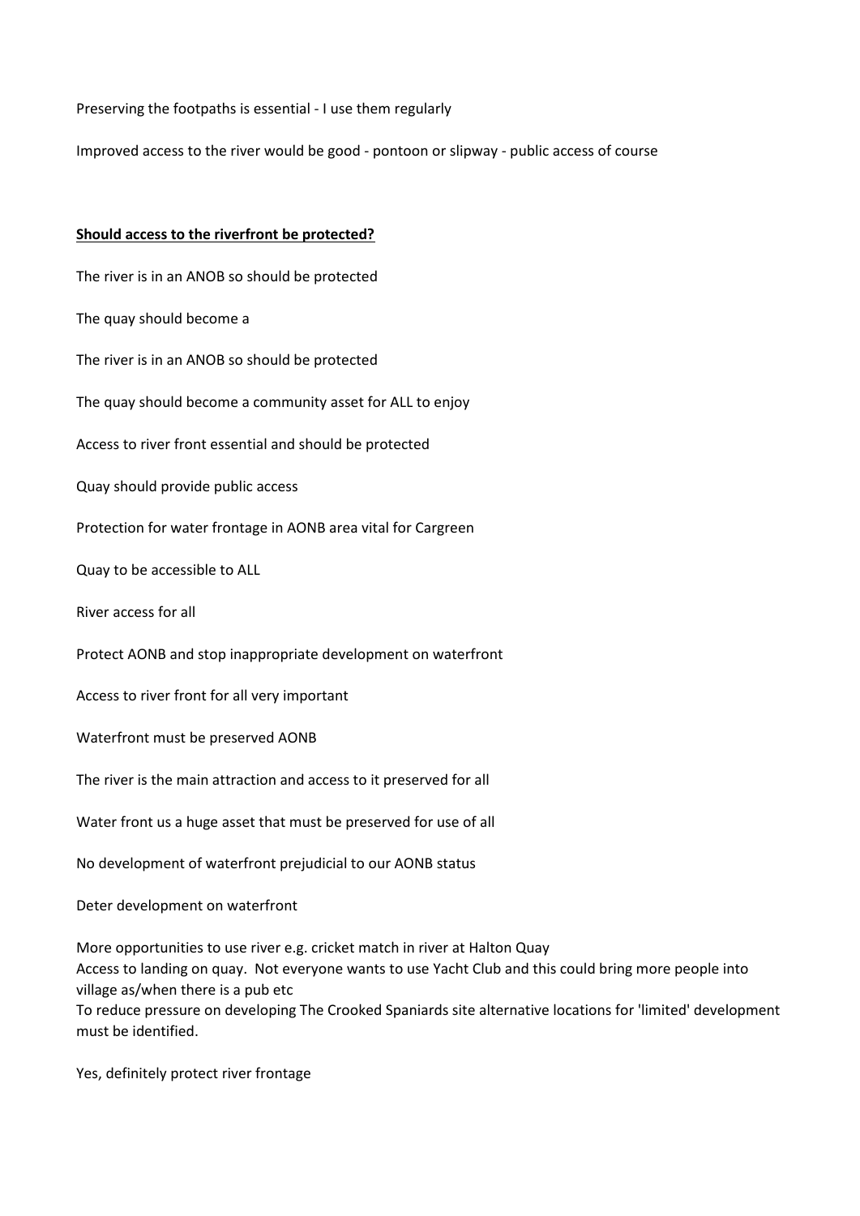Preserving the footpaths is essential - I use them regularly

Improved access to the river would be good - pontoon or slipway - public access of course

**Should access to the riverfront be protected?**

The river is in an ANOB so should be protected

The quay should become a

The river is in an ANOB so should be protected

The quay should become a community asset for ALL to enjoy

Access to river front essential and should be protected

Quay should provide public access

Protection for water frontage in AONB area vital for Cargreen

Quay to be accessible to ALL

River access for all

Protect AONB and stop inappropriate development on waterfront

Access to river front for all very important

Waterfront must be preserved AONB

The river is the main attraction and access to it preserved for all

Water front us a huge asset that must be preserved for use of all

No development of waterfront prejudicial to our AONB status

Deter development on waterfront

More opportunities to use river e.g. cricket match in river at Halton Quay
Access to landing on quay. Not everyone wants to use Yacht Club and this could bring more people into village as/when there is a pub etc
To reduce pressure on developing The Crooked Spaniards site alternative locations for 'limited' development must be identified.

Yes, definitely protect river frontage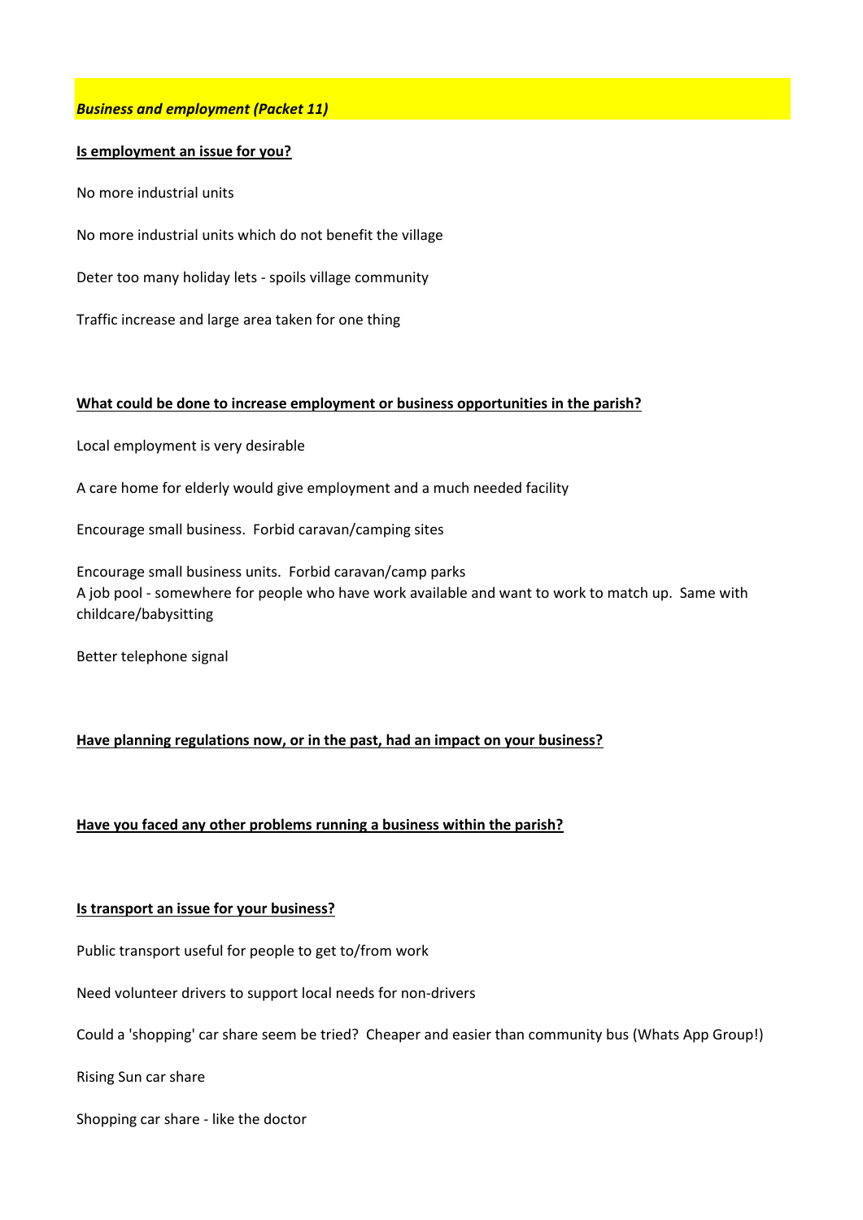***Business and employment (Packet 11)***

**Is employment an issue for you?**

No more industrial units

No more industrial units which do not benefit the village

Deter too many holiday lets - spoils village community

Traffic increase and large area taken for one thing

**What could be done to increase employment or business opportunities in the parish?**

Local employment is very desirable

A care home for elderly would give employment and a much needed facility

Encourage small business. Forbid caravan/camping sites

Encourage small business units. Forbid caravan/camp parks
A job pool - somewhere for people who have work available and want to work to match up. Same with childcare/babysitting

Better telephone signal

**Have planning regulations now, or in the past, had an impact on your business?**

**Have you faced any other problems running a business within the parish?**

**Is transport an issue for your business?**

Public transport useful for people to get to/from work

Need volunteer drivers to support local needs for non-drivers

Could a 'shopping' car share seem be tried? Cheaper and easier than community bus (Whats App Group!)

Rising Sun car share

Shopping car share - like the doctor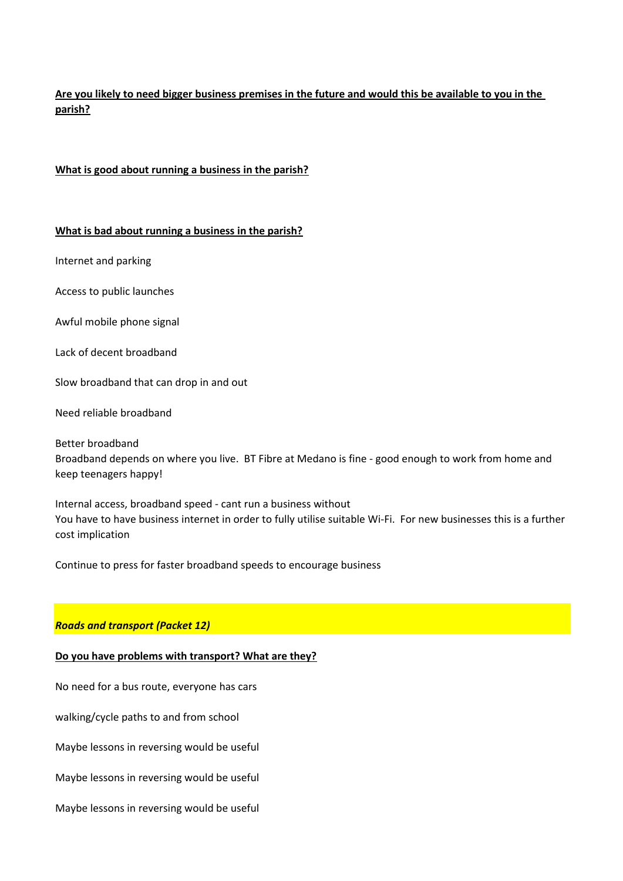**Are you likely to need bigger business premises in the future and would this be available to you in the parish?**

**What is good about running a business in the parish?**

**What is bad about running a business in the parish?**

Internet and parking

Access to public launches

Awful mobile phone signal

Lack of decent broadband

Slow broadband that can drop in and out

Need reliable broadband

Better broadband
Broadband depends on where you live. BT Fibre at Medano is fine - good enough to work from home and keep teenagers happy!

Internal access, broadband speed - cant run a business without
You have to have business internet in order to fully utilise suitable Wi-Fi. For new businesses this is a further cost implication

Continue to press for faster broadband speeds to encourage business

## ***Roads and transport (Packet 12)***

**Do you have problems with transport? What are they?**

No need for a bus route, everyone has cars

walking/cycle paths to and from school

Maybe lessons in reversing would be useful

Maybe lessons in reversing would be useful

Maybe lessons in reversing would be useful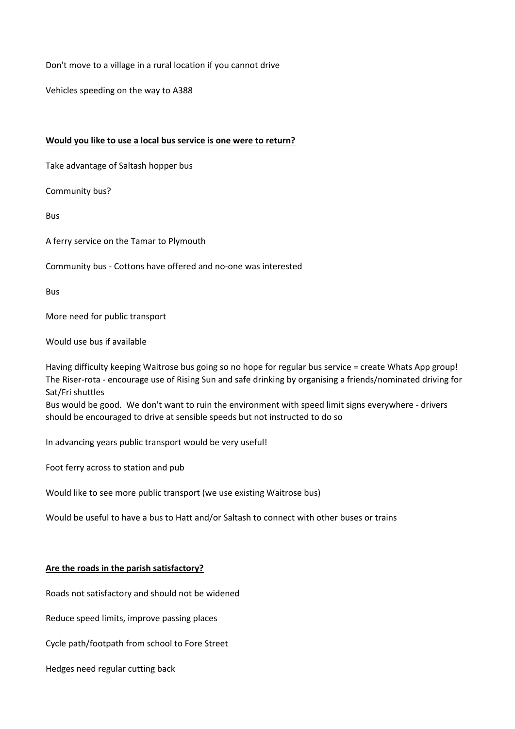Don't move to a village in a rural location if you cannot drive

Vehicles speeding on the way to A388

**Would you like to use a local bus service is one were to return?**

Take advantage of Saltash hopper bus

Community bus?

Bus

A ferry service on the Tamar to Plymouth

Community bus - Cottons have offered and no-one was interested

Bus

More need for public transport

Would use bus if available

Having difficulty keeping Waitrose bus going so no hope for regular bus service = create Whats App group! The Riser-rota - encourage use of Rising Sun and safe drinking by organising a friends/nominated driving for Sat/Fri shuttles
Bus would be good. We don't want to ruin the environment with speed limit signs everywhere - drivers should be encouraged to drive at sensible speeds but not instructed to do so

In advancing years public transport would be very useful!

Foot ferry across to station and pub

Would like to see more public transport (we use existing Waitrose bus)

Would be useful to have a bus to Hatt and/or Saltash to connect with other buses or trains

**Are the roads in the parish satisfactory?**

Roads not satisfactory and should not be widened

Reduce speed limits, improve passing places

Cycle path/footpath from school to Fore Street

Hedges need regular cutting back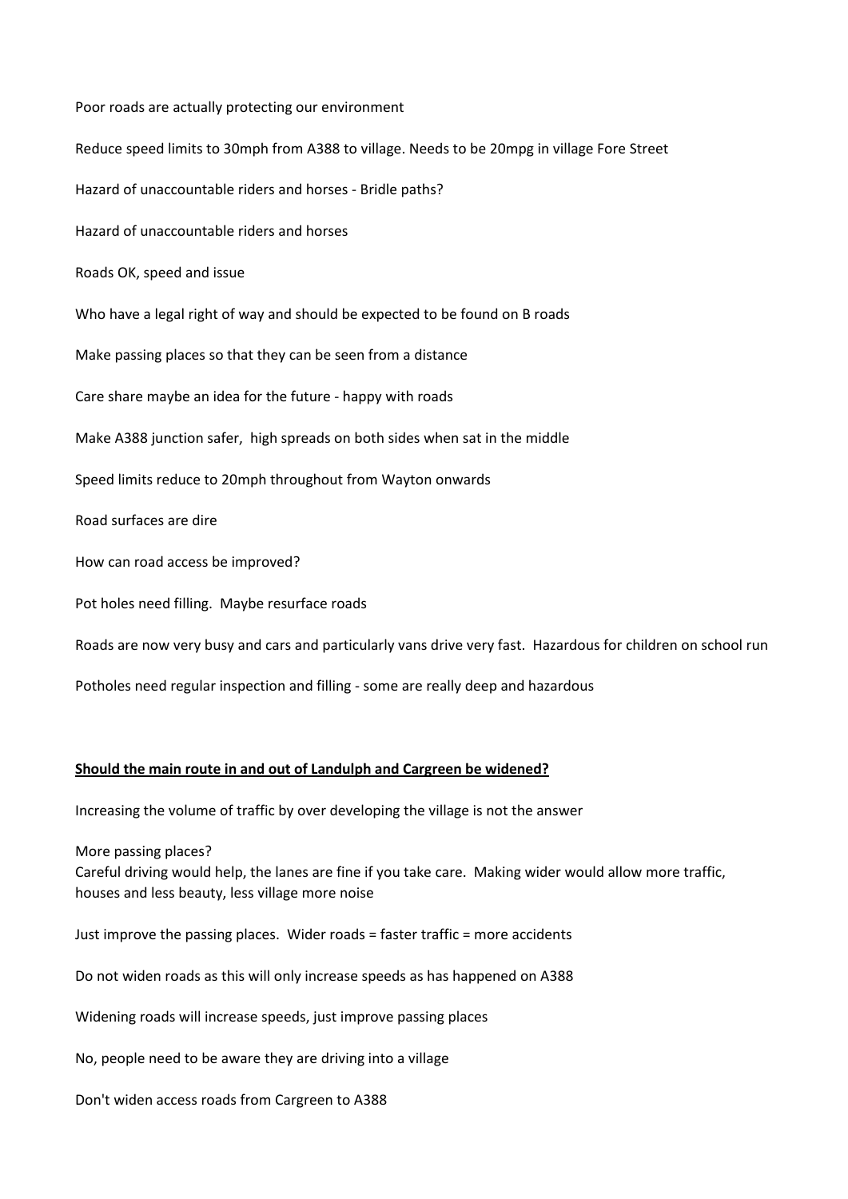Poor roads are actually protecting our environment

Reduce speed limits to 30mph from A388 to village. Needs to be 20mpg in village Fore Street

Hazard of unaccountable riders and horses - Bridle paths?

Hazard of unaccountable riders and horses

Roads OK, speed and issue

Who have a legal right of way and should be expected to be found on B roads

Make passing places so that they can be seen from a distance

Care share maybe an idea for the future - happy with roads

Make A388 junction safer, high spreads on both sides when sat in the middle

Speed limits reduce to 20mph throughout from Wayton onwards

Road surfaces are dire

How can road access be improved?

Pot holes need filling. Maybe resurface roads

Roads are now very busy and cars and particularly vans drive very fast. Hazardous for children on school run

Potholes need regular inspection and filling - some are really deep and hazardous

**Should the main route in and out of Landulph and Cargreen be widened?**

Increasing the volume of traffic by over developing the village is not the answer

More passing places?
Careful driving would help, the lanes are fine if you take care. Making wider would allow more traffic, houses and less beauty, less village more noise

Just improve the passing places. Wider roads = faster traffic = more accidents

Do not widen roads as this will only increase speeds as has happened on A388

Widening roads will increase speeds, just improve passing places

No, people need to be aware they are driving into a village

Don't widen access roads from Cargreen to A388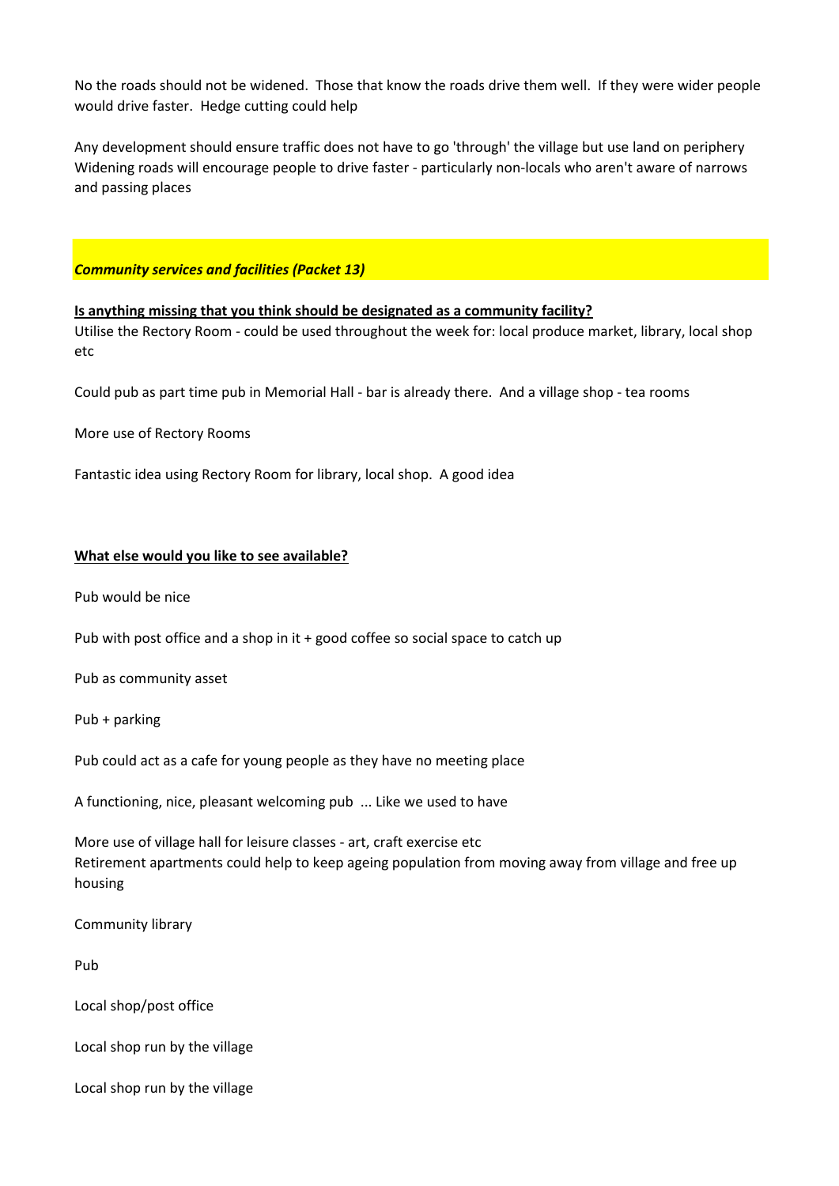No the roads should not be widened. Those that know the roads drive them well. If they were wider people would drive faster. Hedge cutting could help

Any development should ensure traffic does not have to go 'through' the village but use land on periphery
Widening roads will encourage people to drive faster - particularly non-locals who aren't aware of narrows and passing places

## ***Community services and facilities (Packet 13)***

**Is anything missing that you think should be designated as a community facility?**

Utilise the Rectory Room - could be used throughout the week for: local produce market, library, local shop etc

Could pub as part time pub in Memorial Hall - bar is already there. And a village shop - tea rooms

More use of Rectory Rooms

Fantastic idea using Rectory Room for library, local shop. A good idea

**What else would you like to see available?**

Pub would be nice

Pub with post office and a shop in it + good coffee so social space to catch up

Pub as community asset

Pub + parking

Pub could act as a cafe for young people as they have no meeting place

A functioning, nice, pleasant welcoming pub ... Like we used to have

More use of village hall for leisure classes - art, craft exercise etc
Retirement apartments could help to keep ageing population from moving away from village and free up housing

Community library

Pub

Local shop/post office

Local shop run by the village

Local shop run by the village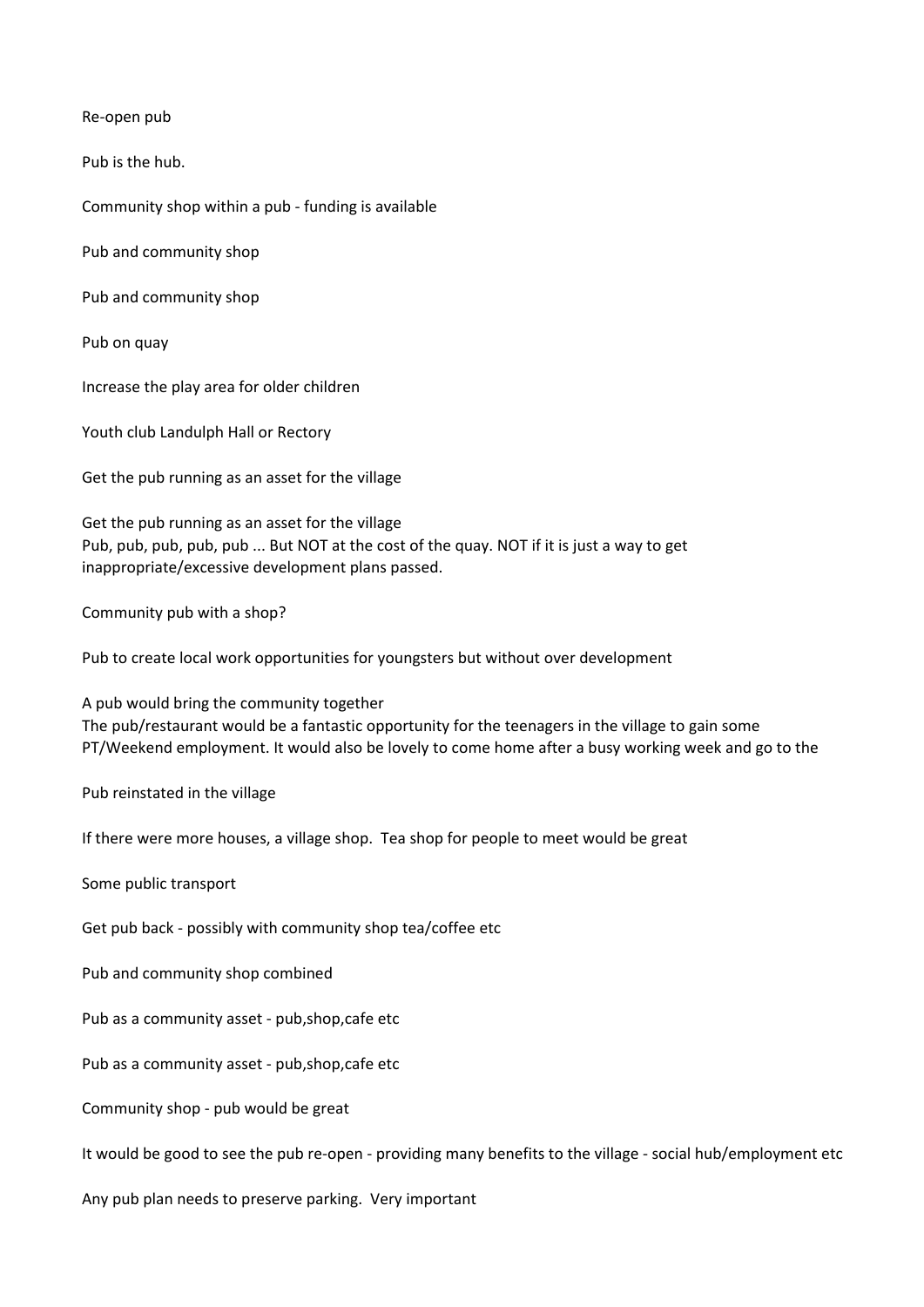Re-open pub

Pub is the hub.

Community shop within a pub - funding is available

Pub and community shop

Pub and community shop

Pub on quay

Increase the play area for older children

Youth club Landulph Hall or Rectory

Get the pub running as an asset for the village

Get the pub running as an asset for the village
Pub, pub, pub, pub, pub ... But NOT at the cost of the quay. NOT if it is just a way to get inappropriate/excessive development plans passed.

Community pub with a shop?

Pub to create local work opportunities for youngsters but without over development

A pub would bring the community together
The pub/restaurant would be a fantastic opportunity for the teenagers in the village to gain some PT/Weekend employment. It would also be lovely to come home after a busy working week and go to the

Pub reinstated in the village

If there were more houses, a village shop. Tea shop for people to meet would be great

Some public transport

Get pub back - possibly with community shop tea/coffee etc

Pub and community shop combined

Pub as a community asset - pub,shop,cafe etc

Pub as a community asset - pub,shop,cafe etc

Community shop - pub would be great

It would be good to see the pub re-open - providing many benefits to the village - social hub/employment etc

Any pub plan needs to preserve parking. Very important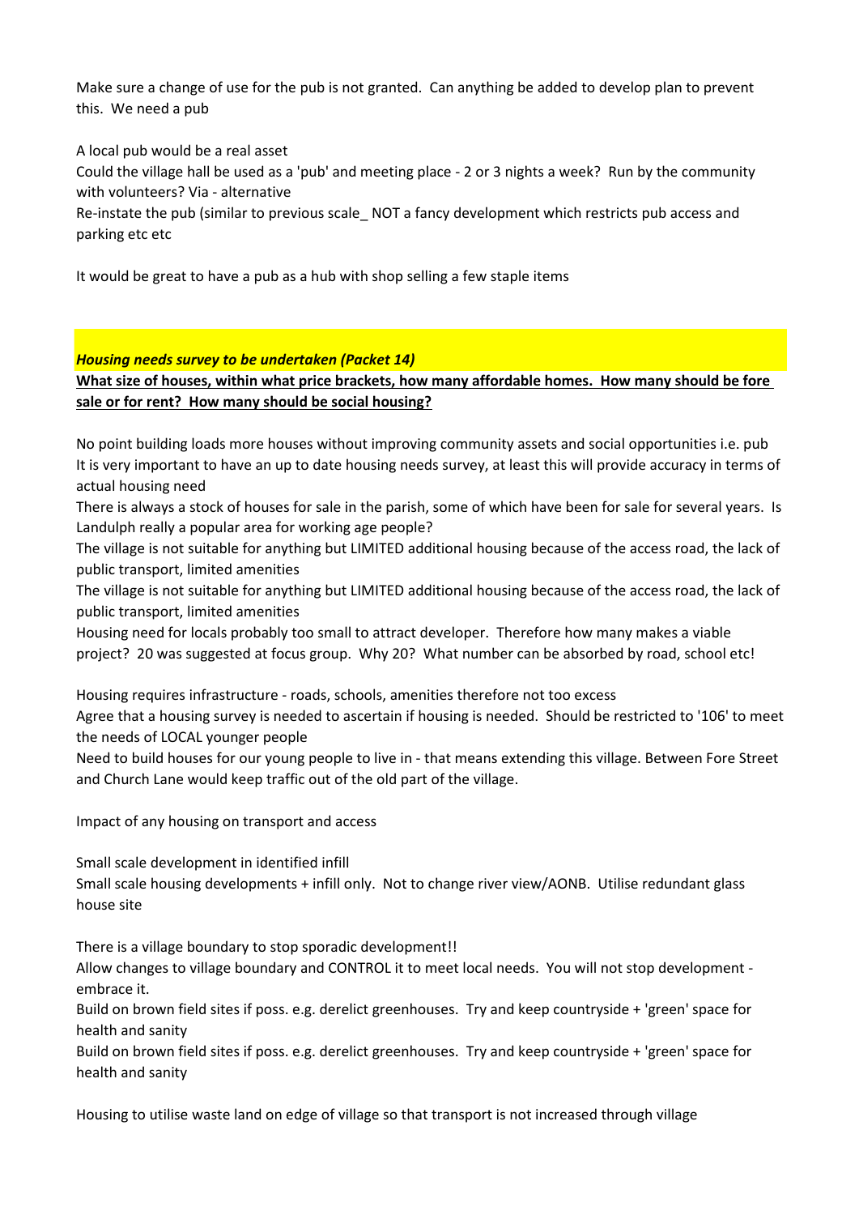Make sure a change of use for the pub is not granted.  Can anything be added to develop plan to prevent this.  We need a pub

A local pub would be a real asset

Could the village hall be used as a 'pub' and meeting place - 2 or 3 nights a week?  Run by the community with volunteers? Via - alternative

Re-instate the pub (similar to previous scale_ NOT a fancy development which restricts pub access and parking etc etc

It would be great to have a pub as a hub with shop selling a few staple items

***Housing needs survey to be undertaken (Packet 14)***

**What size of houses, within what price brackets, how many affordable homes.  How many should be fore sale or for rent?  How many should be social housing?**

No point building loads more houses without improving community assets and social opportunities i.e. pub

It is very important to have an up to date housing needs survey, at least this will provide accuracy in terms of actual housing need

There is always a stock of houses for sale in the parish, some of which have been for sale for several years.  Is Landulph really a popular area for working age people?

The village is not suitable for anything but LIMITED additional housing because of the access road, the lack of public transport, limited amenities

The village is not suitable for anything but LIMITED additional housing because of the access road, the lack of public transport, limited amenities

Housing need for locals probably too small to attract developer.  Therefore how many makes a viable project?  20 was suggested at focus group.  Why 20?  What number can be absorbed by road, school etc!

Housing requires infrastructure - roads, schools, amenities therefore not too excess

Agree that a housing survey is needed to ascertain if housing is needed.  Should be restricted to '106' to meet the needs of LOCAL younger people

Need to build houses for our young people to live in - that means extending this village. Between Fore Street and Church Lane would keep traffic out of the old part of the village.

Impact of any housing on transport and access

Small scale development in identified infill

Small scale housing developments + infill only.  Not to change river view/AONB.  Utilise redundant glass house site

There is a village boundary to stop sporadic development!!

Allow changes to village boundary and CONTROL it to meet local needs.  You will not stop development - embrace it.

Build on brown field sites if poss. e.g. derelict greenhouses.  Try and keep countryside + 'green' space for health and sanity

Build on brown field sites if poss. e.g. derelict greenhouses.  Try and keep countryside + 'green' space for health and sanity

Housing to utilise waste land on edge of village so that transport is not increased through village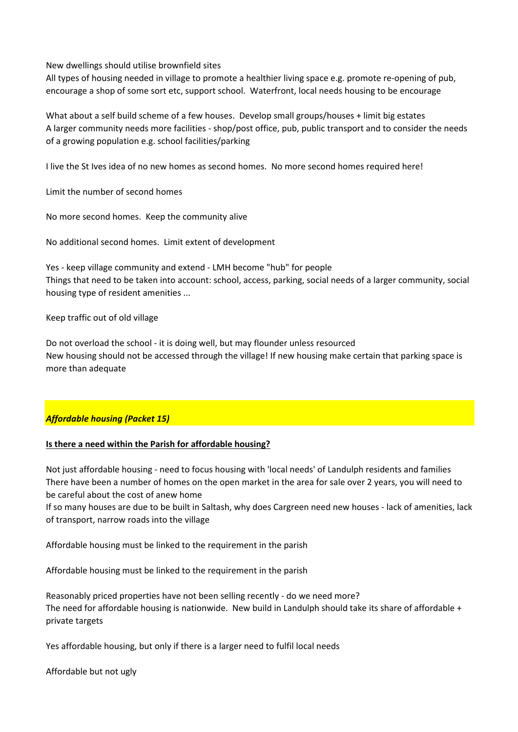New dwellings should utilise brownfield sites
All types of housing needed in village to promote a healthier living space e.g. promote re-opening of pub, encourage a shop of some sort etc, support school. Waterfront, local needs housing to be encourage

What about a self build scheme of a few houses. Develop small groups/houses + limit big estates
A larger community needs more facilities - shop/post office, pub, public transport and to consider the needs of a growing population e.g. school facilities/parking

I live the St Ives idea of no new homes as second homes. No more second homes required here!

Limit the number of second homes

No more second homes. Keep the community alive

No additional second homes. Limit extent of development

Yes - keep village community and extend - LMH become "hub" for people
Things that need to be taken into account: school, access, parking, social needs of a larger community, social housing type of resident amenities ...

Keep traffic out of old village

Do not overload the school - it is doing well, but may flounder unless resourced
New housing should not be accessed through the village! If new housing make certain that parking space is more than adequate

### *Affordable housing (Packet 15)*

**Is there a need within the Parish for affordable housing?**

Not just affordable housing - need to focus housing with 'local needs' of Landulph residents and families
There have been a number of homes on the open market in the area for sale over 2 years, you will need to be careful about the cost of anew home
If so many houses are due to be built in Saltash, why does Cargreen need new houses - lack of amenities, lack of transport, narrow roads into the village

Affordable housing must be linked to the requirement in the parish

Affordable housing must be linked to the requirement in the parish

Reasonably priced properties have not been selling recently - do we need more?
The need for affordable housing is nationwide. New build in Landulph should take its share of affordable + private targets

Yes affordable housing, but only if there is a larger need to fulfil local needs

Affordable but not ugly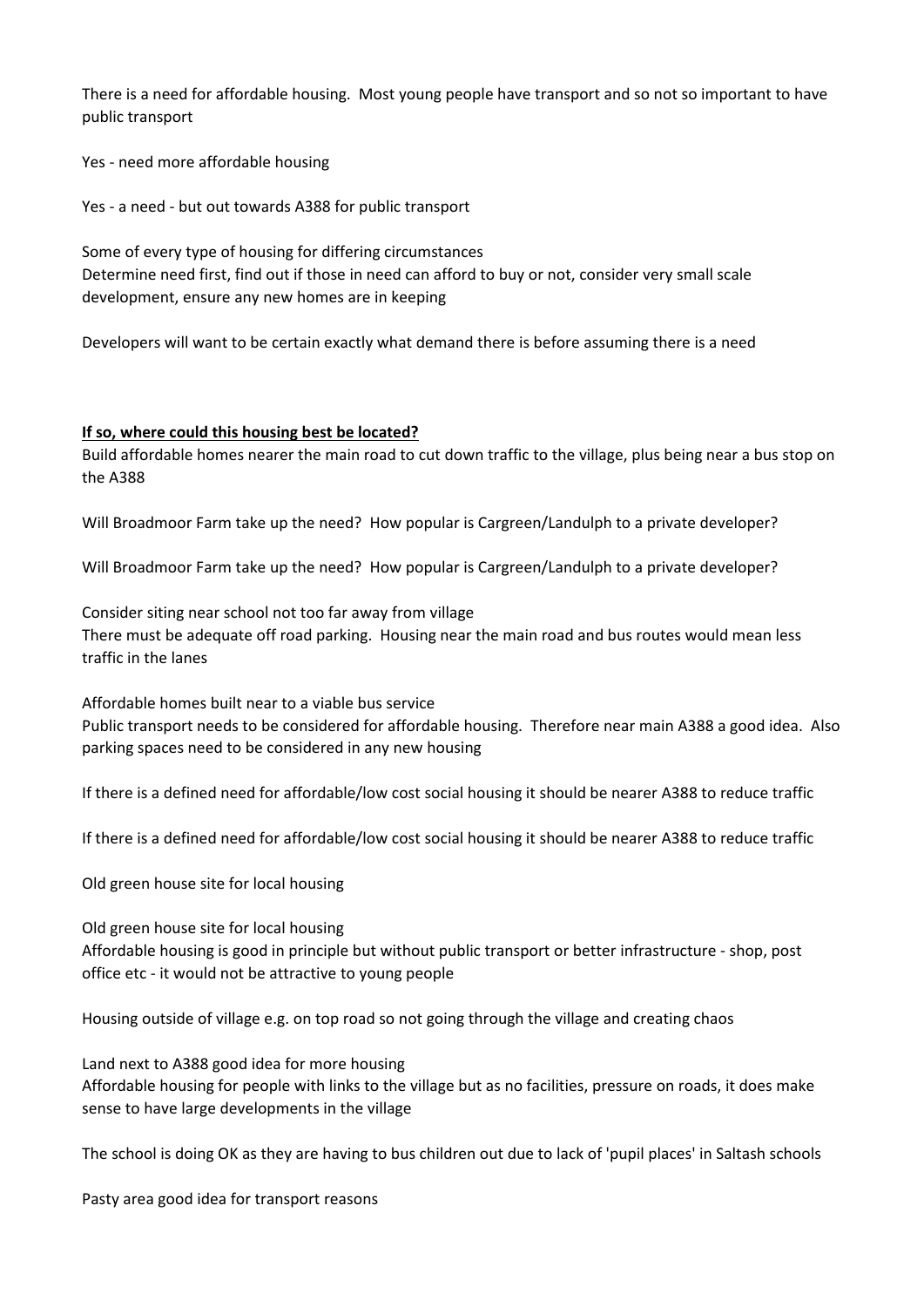There is a need for affordable housing. Most young people have transport and so not so important to have public transport

Yes - need more affordable housing

Yes - a need - but out towards A388 for public transport

Some of every type of housing for differing circumstances
Determine need first, find out if those in need can afford to buy or not, consider very small scale development, ensure any new homes are in keeping

Developers will want to be certain exactly what demand there is before assuming there is a need

**If so, where could this housing best be located?**

Build affordable homes nearer the main road to cut down traffic to the village, plus being near a bus stop on the A388

Will Broadmoor Farm take up the need? How popular is Cargreen/Landulph to a private developer?

Will Broadmoor Farm take up the need? How popular is Cargreen/Landulph to a private developer?

Consider siting near school not too far away from village
There must be adequate off road parking. Housing near the main road and bus routes would mean less traffic in the lanes

Affordable homes built near to a viable bus service
Public transport needs to be considered for affordable housing. Therefore near main A388 a good idea. Also parking spaces need to be considered in any new housing

If there is a defined need for affordable/low cost social housing it should be nearer A388 to reduce traffic

If there is a defined need for affordable/low cost social housing it should be nearer A388 to reduce traffic

Old green house site for local housing

Old green house site for local housing
Affordable housing is good in principle but without public transport or better infrastructure - shop, post office etc - it would not be attractive to young people

Housing outside of village e.g. on top road so not going through the village and creating chaos

Land next to A388 good idea for more housing
Affordable housing for people with links to the village but as no facilities, pressure on roads, it does make sense to have large developments in the village

The school is doing OK as they are having to bus children out due to lack of 'pupil places' in Saltash schools

Pasty area good idea for transport reasons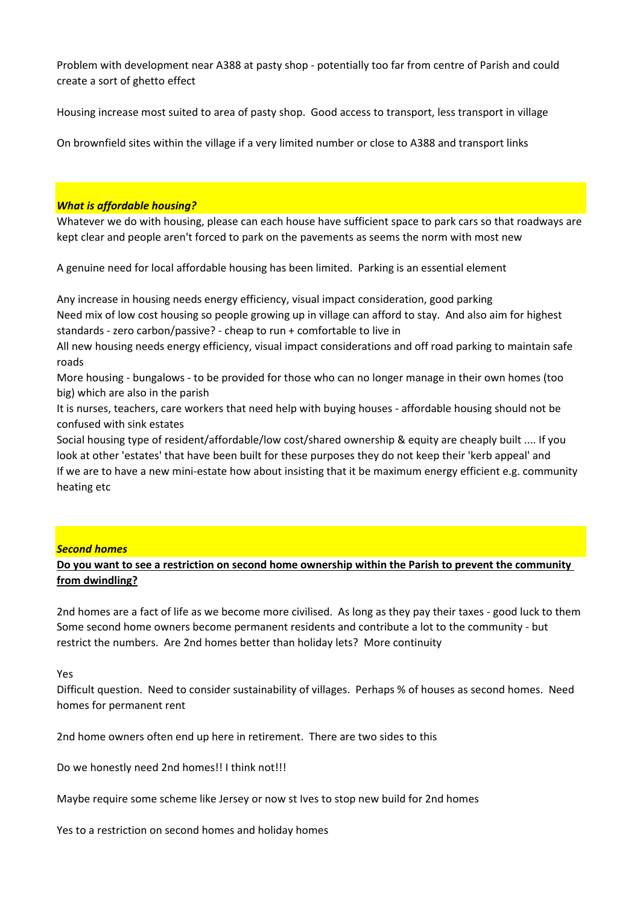Problem with development near A388 at pasty shop - potentially too far from centre of Parish and could create a sort of ghetto effect

Housing increase most suited to area of pasty shop. Good access to transport, less transport in village

On brownfield sites within the village if a very limited number or close to A388 and transport links

### ***What is affordable housing?***

Whatever we do with housing, please can each house have sufficient space to park cars so that roadways are kept clear and people aren't forced to park on the pavements as seems the norm with most new

A genuine need for local affordable housing has been limited. Parking is an essential element

Any increase in housing needs energy efficiency, visual impact consideration, good parking

Need mix of low cost housing so people growing up in village can afford to stay. And also aim for highest standards - zero carbon/passive? - cheap to run + comfortable to live in

All new housing needs energy efficiency, visual impact considerations and off road parking to maintain safe roads

More housing - bungalows - to be provided for those who can no longer manage in their own homes (too big) which are also in the parish

It is nurses, teachers, care workers that need help with buying houses - affordable housing should not be confused with sink estates

Social housing type of resident/affordable/low cost/shared ownership & equity are cheaply built .... If you look at other 'estates' that have been built for these purposes they do not keep their 'kerb appeal' and

If we are to have a new mini-estate how about insisting that it be maximum energy efficient e.g. community heating etc

### ***Second homes***

**Do you want to see a restriction on second home ownership within the Parish to prevent the community from dwindling?**

2nd homes are a fact of life as we become more civilised. As long as they pay their taxes - good luck to them

Some second home owners become permanent residents and contribute a lot to the community - but restrict the numbers. Are 2nd homes better than holiday lets? More continuity

Yes

Difficult question. Need to consider sustainability of villages. Perhaps % of houses as second homes. Need homes for permanent rent

2nd home owners often end up here in retirement. There are two sides to this

Do we honestly need 2nd homes!! I think not!!!

Maybe require some scheme like Jersey or now st Ives to stop new build for 2nd homes

Yes to a restriction on second homes and holiday homes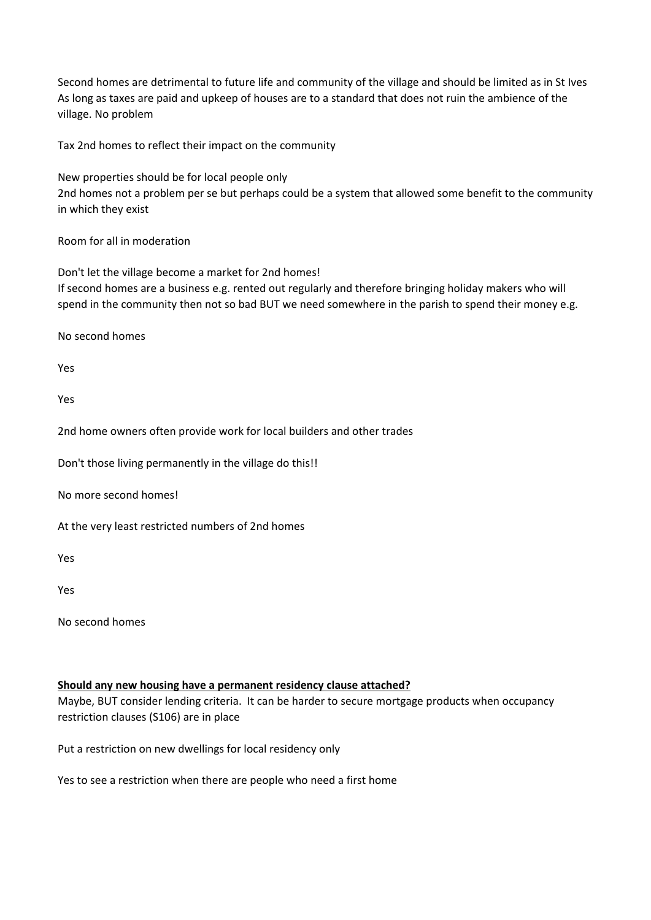Second homes are detrimental to future life and community of the village and should be limited as in St Ives
As long as taxes are paid and upkeep of houses are to a standard that does not ruin the ambience of the village. No problem

Tax 2nd homes to reflect their impact on the community

New properties should be for local people only
2nd homes not a problem per se but perhaps could be a system that allowed some benefit to the community in which they exist

Room for all in moderation

Don't let the village become a market for 2nd homes!
If second homes are a business e.g. rented out regularly and therefore bringing holiday makers who will spend in the community then not so bad BUT we need somewhere in the parish to spend their money e.g.

No second homes

Yes

Yes

2nd home owners often provide work for local builders and other trades

Don't those living permanently in the village do this!!

No more second homes!

At the very least restricted numbers of 2nd homes

Yes

Yes

No second homes

**<u>Should any new housing have a permanent residency clause attached?</u>**
Maybe, BUT consider lending criteria. It can be harder to secure mortgage products when occupancy restriction clauses (S106) are in place

Put a restriction on new dwellings for local residency only

Yes to see a restriction when there are people who need a first home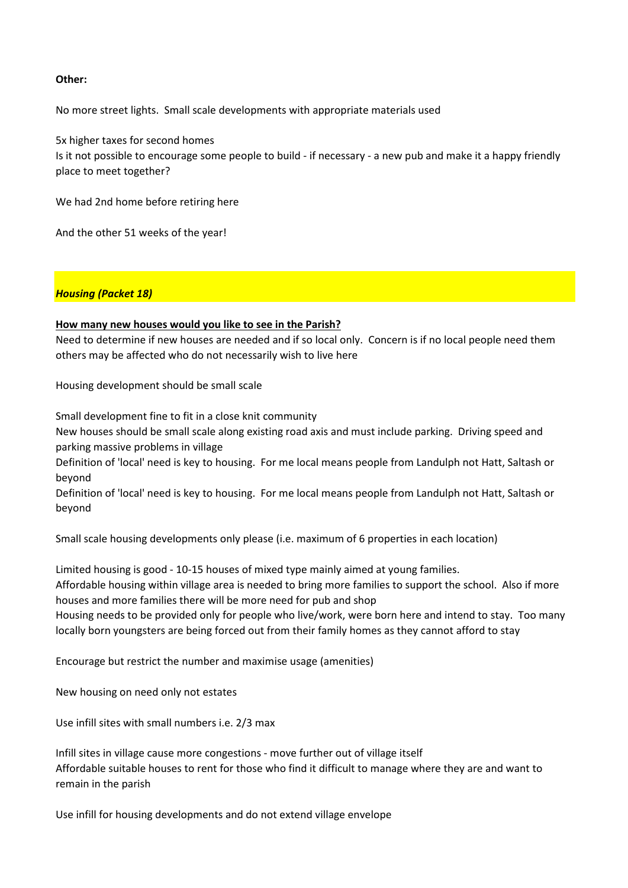**Other:**

No more street lights.  Small scale developments with appropriate materials used

5x higher taxes for second homes
Is it not possible to encourage some people to build - if necessary - a new pub and make it a happy friendly place to meet together?

We had 2nd home before retiring here

And the other 51 weeks of the year!

## *Housing (Packet 18)*

**How many new houses would you like to see in the Parish?**

Need to determine if new houses are needed and if so local only.  Concern is if no local people need them others may be affected who do not necessarily wish to live here

Housing development should be small scale

Small development fine to fit in a close knit community
New houses should be small scale along existing road axis and must include parking.  Driving speed and parking massive problems in village
Definition of 'local' need is key to housing.  For me local means people from Landulph not Hatt, Saltash or beyond
Definition of 'local' need is key to housing.  For me local means people from Landulph not Hatt, Saltash or beyond

Small scale housing developments only please (i.e. maximum of 6 properties in each location)

Limited housing is good - 10-15 houses of mixed type mainly aimed at young families.
Affordable housing within village area is needed to bring more families to support the school.  Also if more houses and more families there will be more need for pub and shop
Housing needs to be provided only for people who live/work, were born here and intend to stay.  Too many locally born youngsters are being forced out from their family homes as they cannot afford to stay

Encourage but restrict the number and maximise usage (amenities)

New housing on need only not estates

Use infill sites with small numbers i.e. 2/3 max

Infill sites in village cause more congestions - move further out of village itself
Affordable suitable houses to rent for those who find it difficult to manage where they are and want to remain in the parish

Use infill for housing developments and do not extend village envelope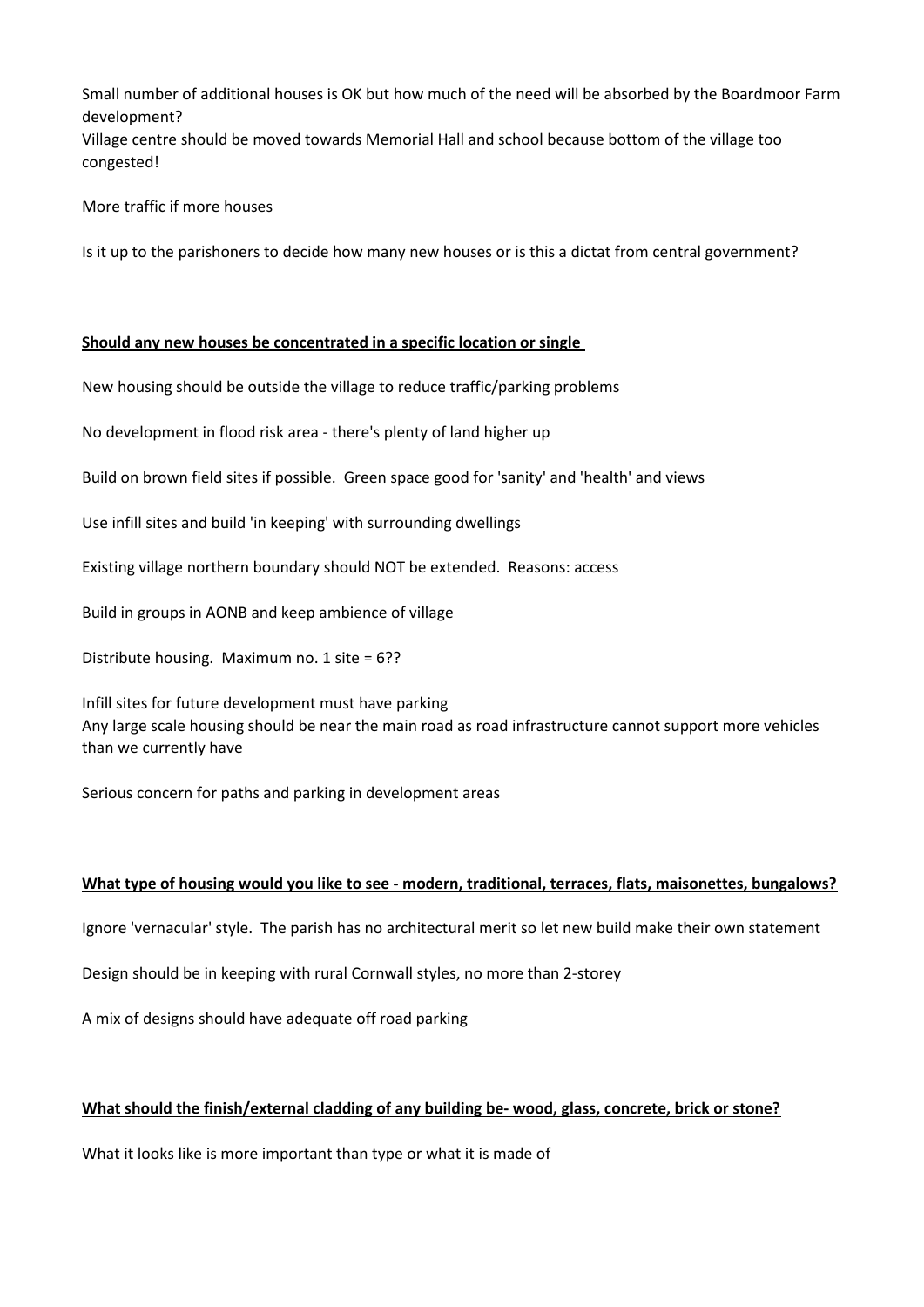Small number of additional houses is OK but how much of the need will be absorbed by the Boardmoor Farm development?
Village centre should be moved towards Memorial Hall and school because bottom of the village too congested!

More traffic if more houses

Is it up to the parishoners to decide how many new houses or is this a dictat from central government?

**Should any new houses be concentrated in a specific location or single**

New housing should be outside the village to reduce traffic/parking problems

No development in flood risk area - there's plenty of land higher up

Build on brown field sites if possible. Green space good for 'sanity' and 'health' and views

Use infill sites and build 'in keeping' with surrounding dwellings

Existing village northern boundary should NOT be extended. Reasons: access

Build in groups in AONB and keep ambience of village

Distribute housing. Maximum no. 1 site = 6??

Infill sites for future development must have parking
Any large scale housing should be near the main road as road infrastructure cannot support more vehicles than we currently have

Serious concern for paths and parking in development areas

**What type of housing would you like to see - modern, traditional, terraces, flats, maisonettes, bungalows?**

Ignore 'vernacular' style. The parish has no architectural merit so let new build make their own statement

Design should be in keeping with rural Cornwall styles, no more than 2-storey

A mix of designs should have adequate off road parking

**What should the finish/external cladding of any building be- wood, glass, concrete, brick or stone?**

What it looks like is more important than type or what it is made of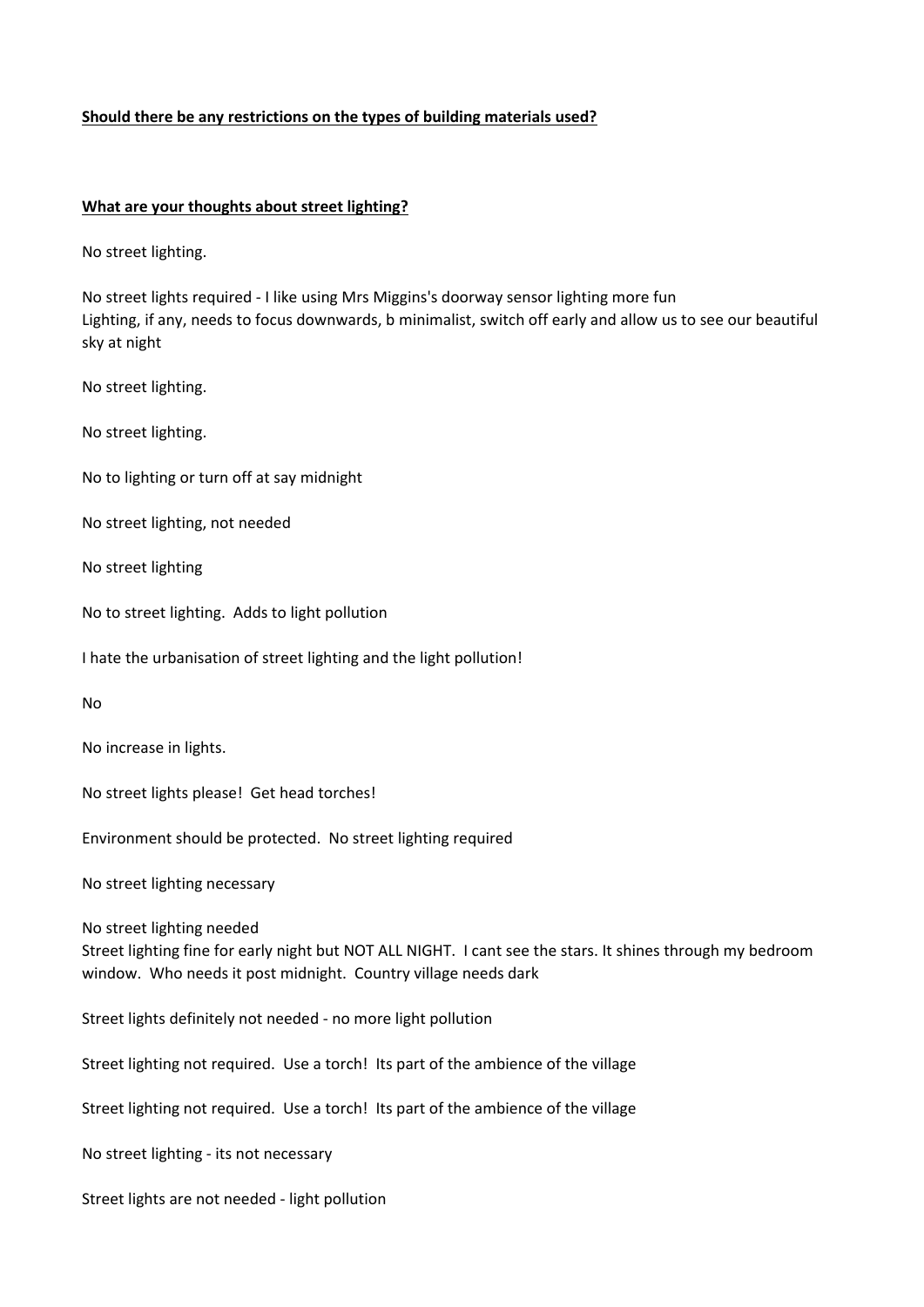**Should there be any restrictions on the types of building materials used?**

**What are your thoughts about street lighting?**

No street lighting.

No street lights required - I like using Mrs Miggins's doorway sensor lighting more fun
Lighting, if any, needs to focus downwards, b minimalist, switch off early and allow us to see our beautiful sky at night

No street lighting.

No street lighting.

No to lighting or turn off at say midnight

No street lighting, not needed

No street lighting

No to street lighting. Adds to light pollution

I hate the urbanisation of street lighting and the light pollution!

No

No increase in lights.

No street lights please! Get head torches!

Environment should be protected. No street lighting required

No street lighting necessary

No street lighting needed
Street lighting fine for early night but NOT ALL NIGHT. I cant see the stars. It shines through my bedroom window. Who needs it post midnight. Country village needs dark

Street lights definitely not needed - no more light pollution

Street lighting not required. Use a torch! Its part of the ambience of the village

Street lighting not required. Use a torch! Its part of the ambience of the village

No street lighting - its not necessary

Street lights are not needed - light pollution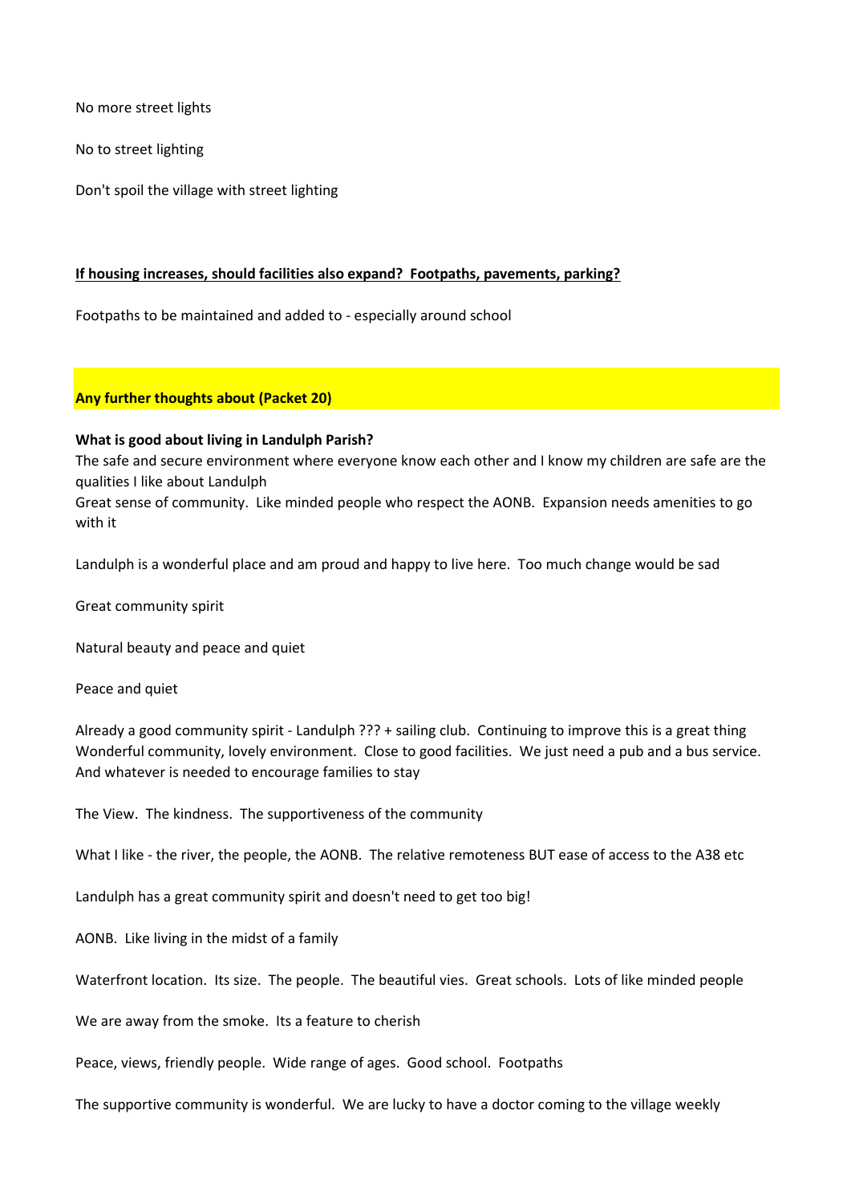No more street lights

No to street lighting

Don't spoil the village with street lighting

**If housing increases, should facilities also expand? Footpaths, pavements, parking?**

Footpaths to be maintained and added to - especially around school

**Any further thoughts about (Packet 20)**

**What is good about living in Landulph Parish?**

The safe and secure environment where everyone know each other and I know my children are safe are the qualities I like about Landulph

Great sense of community. Like minded people who respect the AONB. Expansion needs amenities to go with it

Landulph is a wonderful place and am proud and happy to live here. Too much change would be sad

Great community spirit

Natural beauty and peace and quiet

Peace and quiet

Already a good community spirit - Landulph ??? + sailing club. Continuing to improve this is a great thing

Wonderful community, lovely environment. Close to good facilities. We just need a pub and a bus service. And whatever is needed to encourage families to stay

The View. The kindness. The supportiveness of the community

What I like - the river, the people, the AONB. The relative remoteness BUT ease of access to the A38 etc

Landulph has a great community spirit and doesn't need to get too big!

AONB. Like living in the midst of a family

Waterfront location. Its size. The people. The beautiful vies. Great schools. Lots of like minded people

We are away from the smoke. Its a feature to cherish

Peace, views, friendly people. Wide range of ages. Good school. Footpaths

The supportive community is wonderful. We are lucky to have a doctor coming to the village weekly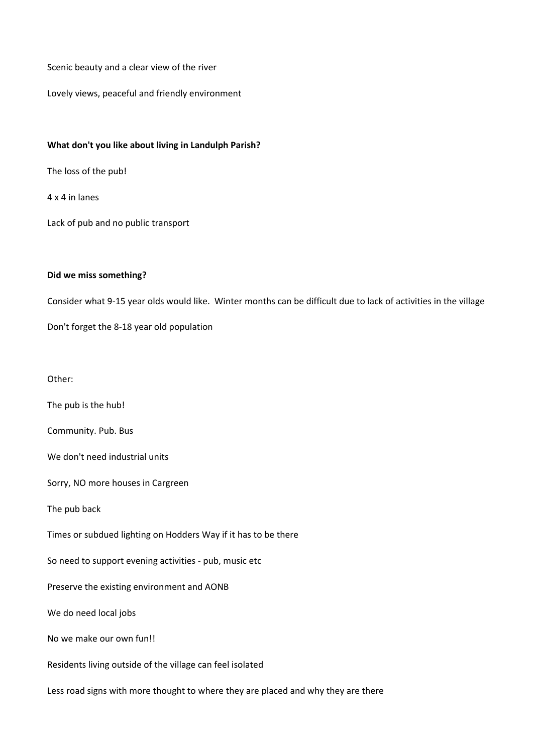Scenic beauty and a clear view of the river

Lovely views, peaceful and friendly environment

**What don't you like about living in Landulph Parish?**

The loss of the pub!

4 x 4 in lanes

Lack of pub and no public transport

**Did we miss something?**

Consider what 9-15 year olds would like. Winter months can be difficult due to lack of activities in the village

Don't forget the 8-18 year old population

Other:

The pub is the hub!

Community. Pub. Bus

We don't need industrial units

Sorry, NO more houses in Cargreen

The pub back

Times or subdued lighting on Hodders Way if it has to be there

So need to support evening activities - pub, music etc

Preserve the existing environment and AONB

We do need local jobs

No we make our own fun!!

Residents living outside of the village can feel isolated

Less road signs with more thought to where they are placed and why they are there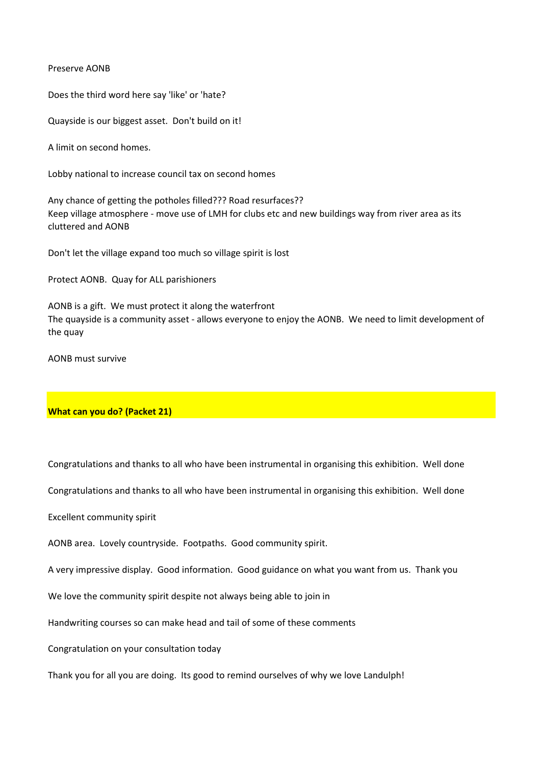Preserve AONB

Does the third word here say 'like' or 'hate?

Quayside is our biggest asset. Don't build on it!

A limit on second homes.

Lobby national to increase council tax on second homes

Any chance of getting the potholes filled??? Road resurfaces??
Keep village atmosphere - move use of LMH for clubs etc and new buildings way from river area as its cluttered and AONB

Don't let the village expand too much so village spirit is lost

Protect AONB. Quay for ALL parishioners

AONB is a gift. We must protect it along the waterfront
The quayside is a community asset - allows everyone to enjoy the AONB. We need to limit development of the quay

AONB must survive

**What can you do? (Packet 21)**

Congratulations and thanks to all who have been instrumental in organising this exhibition. Well done

Congratulations and thanks to all who have been instrumental in organising this exhibition. Well done

Excellent community spirit

AONB area. Lovely countryside. Footpaths. Good community spirit.

A very impressive display. Good information. Good guidance on what you want from us. Thank you

We love the community spirit despite not always being able to join in

Handwriting courses so can make head and tail of some of these comments

Congratulation on your consultation today

Thank you for all you are doing. Its good to remind ourselves of why we love Landulph!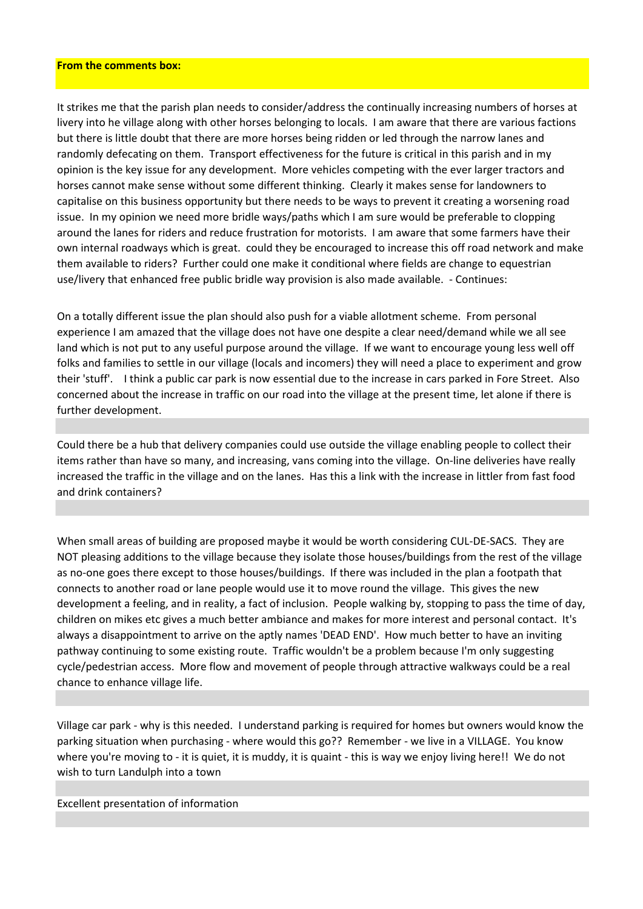**From the comments box:**

It strikes me that the parish plan needs to consider/address the continually increasing numbers of horses at livery into he village along with other horses belonging to locals. I am aware that there are various factions but there is little doubt that there are more horses being ridden or led through the narrow lanes and randomly defecating on them. Transport effectiveness for the future is critical in this parish and in my opinion is the key issue for any development. More vehicles competing with the ever larger tractors and horses cannot make sense without some different thinking. Clearly it makes sense for landowners to capitalise on this business opportunity but there needs to be ways to prevent it creating a worsening road issue. In my opinion we need more bridle ways/paths which I am sure would be preferable to clopping around the lanes for riders and reduce frustration for motorists. I am aware that some farmers have their own internal roadways which is great. could they be encouraged to increase this off road network and make them available to riders? Further could one make it conditional where fields are change to equestrian use/livery that enhanced free public bridle way provision is also made available. - Continues:

On a totally different issue the plan should also push for a viable allotment scheme. From personal experience I am amazed that the village does not have one despite a clear need/demand while we all see land which is not put to any useful purpose around the village. If we want to encourage young less well off folks and families to settle in our village (locals and incomers) they will need a place to experiment and grow their 'stuff'. I think a public car park is now essential due to the increase in cars parked in Fore Street. Also concerned about the increase in traffic on our road into the village at the present time, let alone if there is further development.

Could there be a hub that delivery companies could use outside the village enabling people to collect their items rather than have so many, and increasing, vans coming into the village. On-line deliveries have really increased the traffic in the village and on the lanes. Has this a link with the increase in littler from fast food and drink containers?

When small areas of building are proposed maybe it would be worth considering CUL-DE-SACS. They are NOT pleasing additions to the village because they isolate those houses/buildings from the rest of the village as no-one goes there except to those houses/buildings. If there was included in the plan a footpath that connects to another road or lane people would use it to move round the village. This gives the new development a feeling, and in reality, a fact of inclusion. People walking by, stopping to pass the time of day, children on mikes etc gives a much better ambiance and makes for more interest and personal contact. It's always a disappointment to arrive on the aptly names 'DEAD END'. How much better to have an inviting pathway continuing to some existing route. Traffic wouldn't be a problem because I'm only suggesting cycle/pedestrian access. More flow and movement of people through attractive walkways could be a real chance to enhance village life.

Village car park - why is this needed. I understand parking is required for homes but owners would know the parking situation when purchasing - where would this go?? Remember - we live in a VILLAGE. You know where you're moving to - it is quiet, it is muddy, it is quaint - this is way we enjoy living here!! We do not wish to turn Landulph into a town

Excellent presentation of information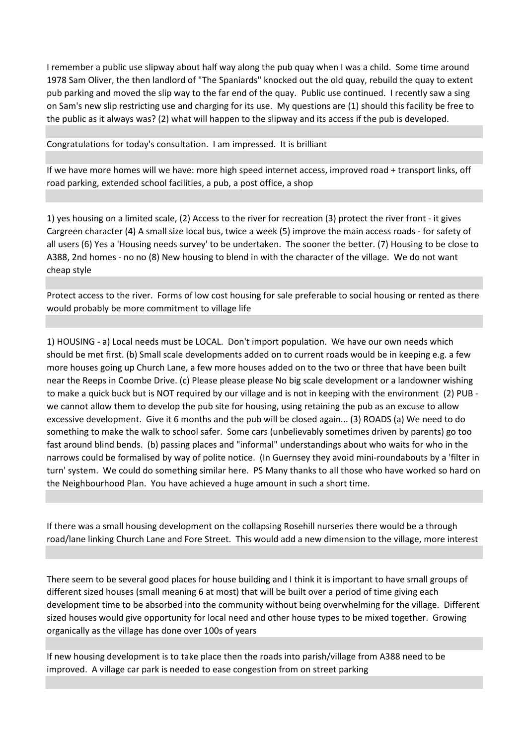I remember a public use slipway about half way along the pub quay when I was a child. Some time around 1978 Sam Oliver, the then landlord of "The Spaniards" knocked out the old quay, rebuild the quay to extent pub parking and moved the slip way to the far end of the quay. Public use continued. I recently saw a sing on Sam's new slip restricting use and charging for its use. My questions are (1) should this facility be free to the public as it always was? (2) what will happen to the slipway and its access if the pub is developed.

---

Congratulations for today's consultation. I am impressed. It is brilliant

---

If we have more homes will we have: more high speed internet access, improved road + transport links, off road parking, extended school facilities, a pub, a post office, a shop

---

1) yes housing on a limited scale, (2) Access to the river for recreation (3) protect the river front - it gives Cargreen character (4) A small size local bus, twice a week (5) improve the main access roads - for safety of all users (6) Yes a 'Housing needs survey' to be undertaken. The sooner the better. (7) Housing to be close to A388, 2nd homes - no no (8) New housing to blend in with the character of the village. We do not want cheap style

---

Protect access to the river. Forms of low cost housing for sale preferable to social housing or rented as there would probably be more commitment to village life

---

1) HOUSING - a) Local needs must be LOCAL. Don't import population. We have our own needs which should be met first. (b) Small scale developments added on to current roads would be in keeping e.g. a few more houses going up Church Lane, a few more houses added on to the two or three that have been built near the Reeps in Coombe Drive. (c) Please please please No big scale development or a landowner wishing to make a quick buck but is NOT required by our village and is not in keeping with the environment (2) PUB - we cannot allow them to develop the pub site for housing, using retaining the pub as an excuse to allow excessive development. Give it 6 months and the pub will be closed again... (3) ROADS (a) We need to do something to make the walk to school safer. Some cars (unbelievably sometimes driven by parents) go too fast around blind bends. (b) passing places and "informal" understandings about who waits for who in the narrows could be formalised by way of polite notice. (In Guernsey they avoid mini-roundabouts by a 'filter in turn' system. We could do something similar here. PS Many thanks to all those who have worked so hard on the Neighbourhood Plan. You have achieved a huge amount in such a short time.

---

If there was a small housing development on the collapsing Rosehill nurseries there would be a through road/lane linking Church Lane and Fore Street. This would add a new dimension to the village, more interest

---

There seem to be several good places for house building and I think it is important to have small groups of different sized houses (small meaning 6 at most) that will be built over a period of time giving each development time to be absorbed into the community without being overwhelming for the village. Different sized houses would give opportunity for local need and other house types to be mixed together. Growing organically as the village has done over 100s of years

---

If new housing development is to take place then the roads into parish/village from A388 need to be improved. A village car park is needed to ease congestion from on street parking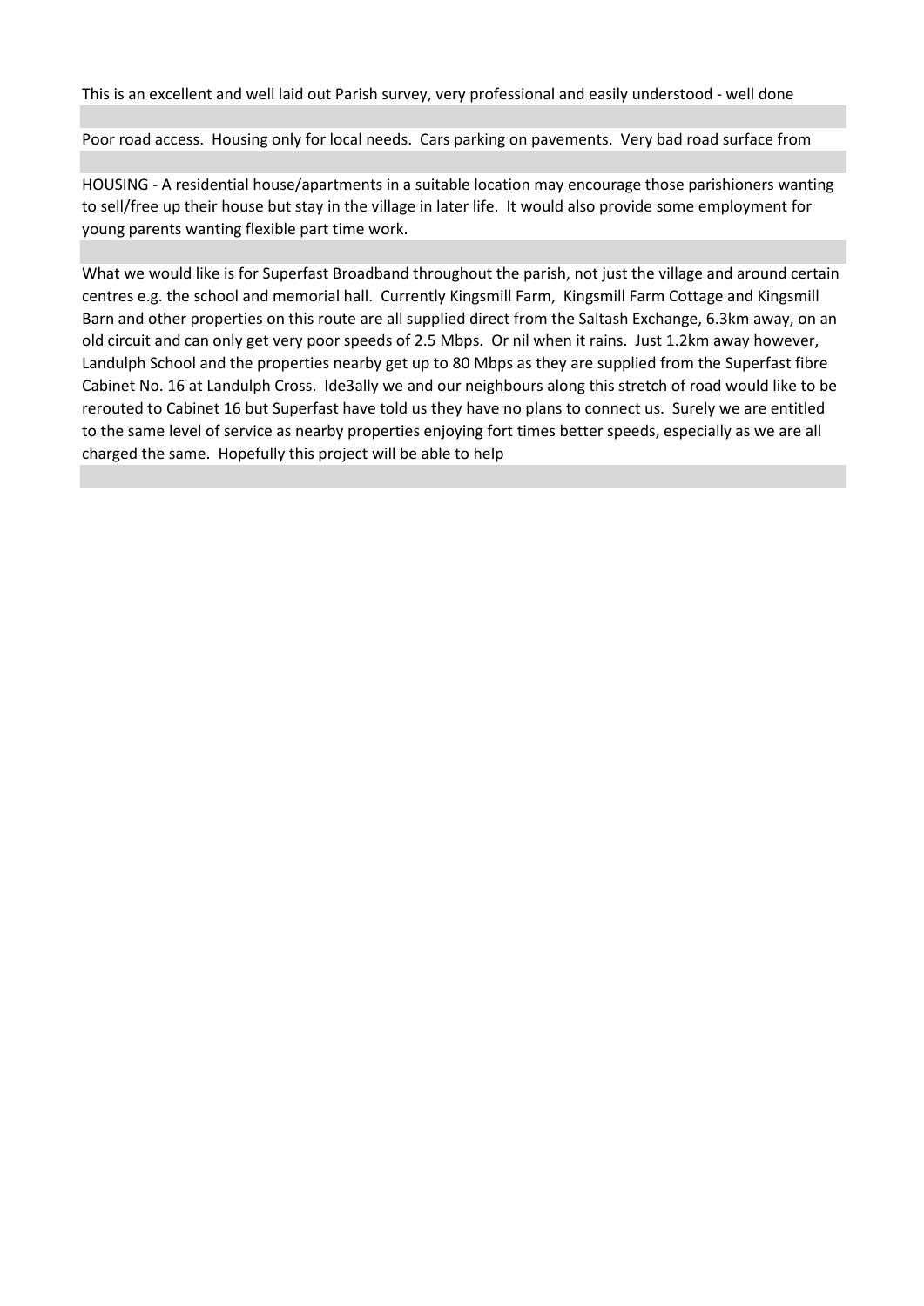This is an excellent and well laid out Parish survey, very professional and easily understood - well done

Poor road access. Housing only for local needs. Cars parking on pavements. Very bad road surface from

HOUSING - A residential house/apartments in a suitable location may encourage those parishioners wanting to sell/free up their house but stay in the village in later life. It would also provide some employment for young parents wanting flexible part time work.

What we would like is for Superfast Broadband throughout the parish, not just the village and around certain centres e.g. the school and memorial hall. Currently Kingsmill Farm, Kingsmill Farm Cottage and Kingsmill Barn and other properties on this route are all supplied direct from the Saltash Exchange, 6.3km away, on an old circuit and can only get very poor speeds of 2.5 Mbps. Or nil when it rains. Just 1.2km away however, Landulph School and the properties nearby get up to 80 Mbps as they are supplied from the Superfast fibre Cabinet No. 16 at Landulph Cross. Ide3ally we and our neighbours along this stretch of road would like to be rerouted to Cabinet 16 but Superfast have told us they have no plans to connect us. Surely we are entitled to the same level of service as nearby properties enjoying fort times better speeds, especially as we are all charged the same. Hopefully this project will be able to help